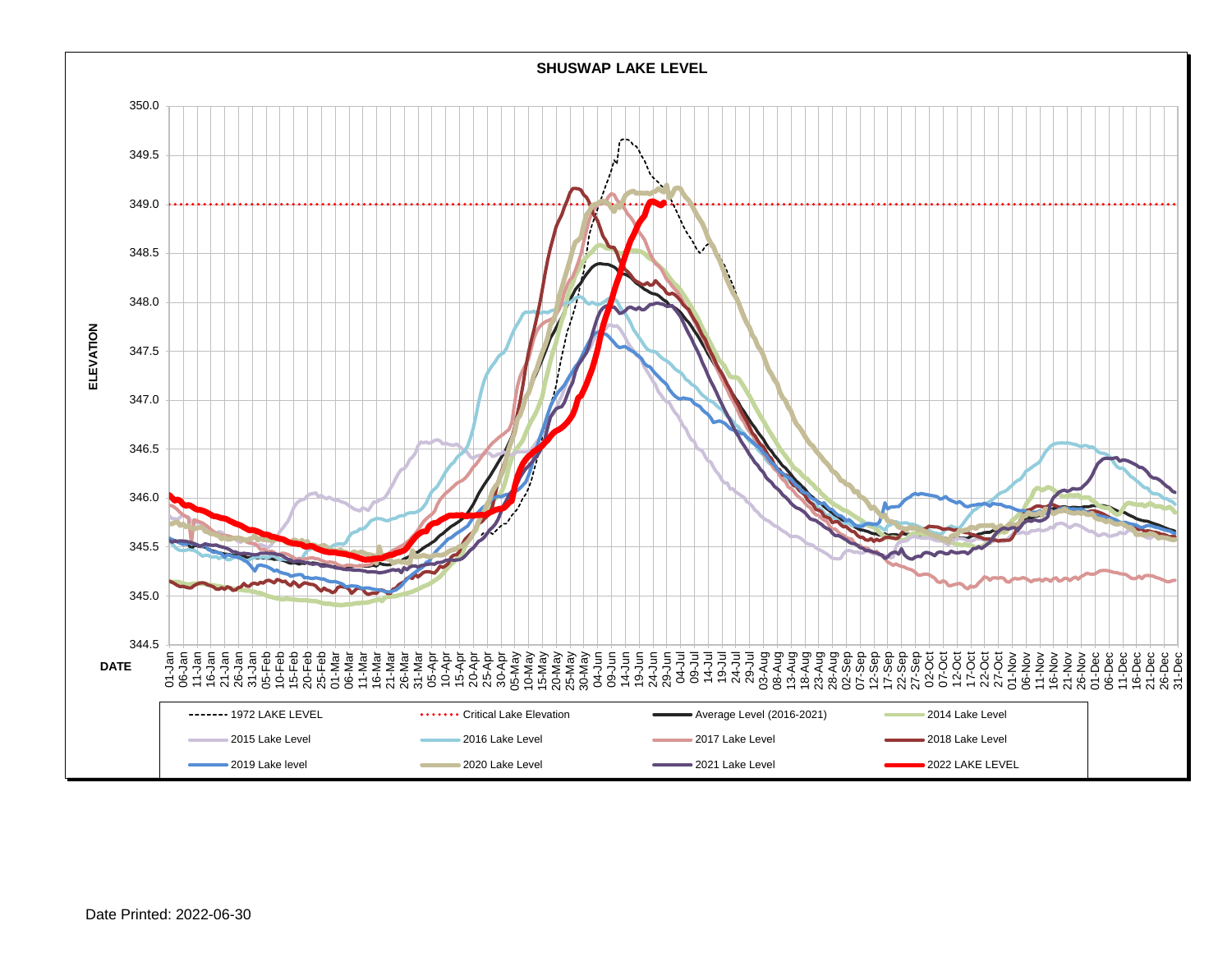SHUSWAP LAKE LEVEL

ELEVATION

350.0
349.5
349.0
348.5
348.0
347.5
347.0
346.5
346.0
345.5
345.0
344.5

DATE

01-Jan 06-Jan 11-Jan 16-Jan 21-Jan 26-Jan 31-Jan 05-Feb 10-Feb 15-Feb 20-Feb 25-Feb 01-Mar 06-Mar 11-Mar 16-Mar 21-Mar 26-Mar 31-Mar 05-Apr 10-Apr 15-Apr 20-Apr 25-Apr 30-Apr 05-May 10-May 15-May 20-May 25-May 30-May 04-Jun 09-Jun 14-Jun 19-Jun 24-Jun 29-Jun 04-Jul 09-Jul 14-Jul 19-Jul 24-Jul 29-Jul 03-Aug 08-Aug 13-Aug 18-Aug 23-Aug 28-Aug 02-Sep 07-Sep 12-Sep 17-Sep 22-Sep 27-Sep 02-Oct 07-Oct 12-Oct 17-Oct 22-Oct 27-Oct 01-Nov 06-Nov 11-Nov 16-Nov 21-Nov 26-Nov 01-Dec 06-Dec 11-Dec 16-Dec 21-Dec 26-Dec 31-Dec

1972 LAKE LEVEL
Critical Lake Elevation
Average Level (2016-2021)
2014 Lake Level
2015 Lake Level
2016 Lake Level
2017 Lake Level
2018 Lake Level
2019 Lake level
2020 Lake Level
2021 Lake Level
2022 LAKE LEVEL

Date Printed: 2022-06-30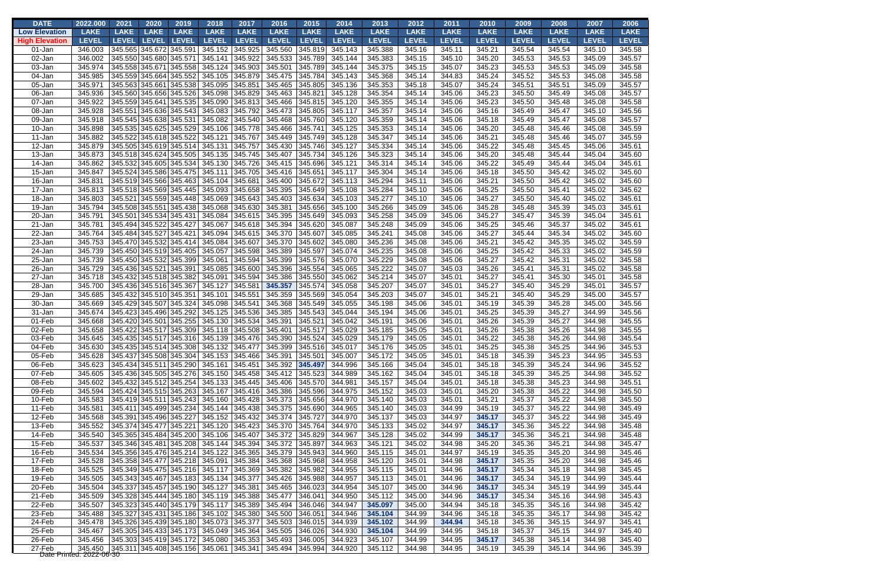| DATE | 2022.000 | 2021 | 2020 | 2019 | 2018 | 2017 | 2016 | 2015 | 2014 | 2013 | 2012 | 2011 | 2010 | 2009 | 2008 | 2007 | 2006 |
|---|---|---|---|---|---|---|---|---|---|---|---|---|---|---|---|---|---|
| Low Elevation | LAKE | LAKE | LAKE | LAKE | LAKE | LAKE | LAKE | LAKE | LAKE | LAKE | LAKE | LAKE | LAKE | LAKE | LAKE | LAKE | LAKE |
| High Elevation | LEVEL | LEVEL | LEVEL | LEVEL | LEVEL | LEVEL | LEVEL | LEVEL | LEVEL | LEVEL | LEVEL | LEVEL | LEVEL | LEVEL | LEVEL | LEVEL | LEVEL |
| 01-Jan | 346.003 | 345.565 | 345.672 | 345.591 | 345.152 | 345.925 | 345.560 | 345.819 | 345.143 | 345.388 | 345.16 | 345.11 | 345.21 | 345.54 | 345.54 | 345.10 | 345.58 |
| 02-Jan | 346.002 | 345.550 | 345.680 | 345.571 | 345.141 | 345.922 | 345.533 | 345.789 | 345.144 | 345.383 | 345.15 | 345.10 | 345.20 | 345.53 | 345.53 | 345.09 | 345.57 |
| 03-Jan | 345.974 | 345.558 | 345.671 | 345.558 | 345.124 | 345.903 | 345.501 | 345.789 | 345.144 | 345.375 | 345.15 | 345.07 | 345.23 | 345.53 | 345.53 | 345.09 | 345.58 |
| 04-Jan | 345.985 | 345.559 | 345.664 | 345.552 | 345.105 | 345.879 | 345.475 | 345.784 | 345.143 | 345.368 | 345.14 | 344.83 | 345.24 | 345.52 | 345.53 | 345.08 | 345.58 |
| 05-Jan | 345.971 | 345.563 | 345.661 | 345.538 | 345.095 | 345.851 | 345.465 | 345.805 | 345.136 | 345.353 | 345.18 | 345.07 | 345.24 | 345.51 | 345.51 | 345.09 | 345.57 |
| 06-Jan | 345.936 | 345.560 | 345.656 | 345.526 | 345.098 | 345.829 | 345.463 | 345.821 | 345.128 | 345.354 | 345.14 | 345.06 | 345.23 | 345.50 | 345.49 | 345.08 | 345.57 |
| 07-Jan | 345.922 | 345.559 | 345.641 | 345.535 | 345.090 | 345.813 | 345.466 | 345.815 | 345.120 | 345.355 | 345.14 | 345.06 | 345.23 | 345.50 | 345.48 | 345.08 | 345.58 |
| 08-Jan | 345.928 | 345.551 | 345.636 | 345.543 | 345.083 | 345.792 | 345.473 | 345.805 | 345.117 | 345.357 | 345.14 | 345.06 | 345.16 | 345.49 | 345.47 | 345.10 | 345.56 |
| 09-Jan | 345.918 | 345.545 | 345.638 | 345.531 | 345.082 | 345.540 | 345.468 | 345.760 | 345.120 | 345.359 | 345.14 | 345.06 | 345.18 | 345.49 | 345.47 | 345.08 | 345.57 |
| 10-Jan | 345.898 | 345.535 | 345.625 | 345.529 | 345.106 | 345.778 | 345.466 | 345.741 | 345.125 | 345.353 | 345.14 | 345.06 | 345.20 | 345.48 | 345.46 | 345.08 | 345.59 |
| 11-Jan | 345.882 | 345.522 | 345.618 | 345.522 | 345.121 | 345.767 | 345.449 | 345.749 | 345.128 | 345.347 | 345.14 | 345.06 | 345.21 | 345.48 | 345.46 | 345.07 | 345.59 |
| 12-Jan | 345.879 | 345.505 | 345.619 | 345.514 | 345.131 | 345.757 | 345.430 | 345.746 | 345.127 | 345.334 | 345.14 | 345.06 | 345.22 | 345.48 | 345.45 | 345.06 | 345.61 |
| 13-Jan | 345.873 | 345.518 | 345.624 | 345.505 | 345.135 | 345.745 | 345.407 | 345.734 | 345.126 | 345.323 | 345.14 | 345.06 | 345.20 | 345.48 | 345.44 | 345.04 | 345.60 |
| 14-Jan | 345.862 | 345.532 | 345.605 | 345.534 | 345.130 | 345.726 | 345.415 | 345.696 | 345.121 | 345.314 | 345.14 | 345.06 | 345.22 | 345.49 | 345.44 | 345.04 | 345.61 |
| 15-Jan | 345.847 | 345.524 | 345.586 | 345.475 | 345.111 | 345.705 | 345.416 | 345.651 | 345.117 | 345.304 | 345.14 | 345.06 | 345.18 | 345.50 | 345.42 | 345.02 | 345.60 |
| 16-Jan | 345.831 | 345.519 | 345.566 | 345.463 | 345.104 | 345.681 | 345.400 | 345.672 | 345.113 | 345.294 | 345.11 | 345.06 | 345.21 | 345.50 | 345.42 | 345.02 | 345.60 |
| 17-Jan | 345.813 | 345.518 | 345.569 | 345.445 | 345.093 | 345.658 | 345.395 | 345.649 | 345.108 | 345.284 | 345.10 | 345.06 | 345.25 | 345.50 | 345.41 | 345.02 | 345.62 |
| 18-Jan | 345.803 | 345.521 | 345.559 | 345.448 | 345.069 | 345.643 | 345.403 | 345.634 | 345.103 | 345.277 | 345.10 | 345.06 | 345.27 | 345.50 | 345.40 | 345.02 | 345.61 |
| 19-Jan | 345.794 | 345.508 | 345.551 | 345.438 | 345.068 | 345.630 | 345.381 | 345.656 | 345.100 | 345.266 | 345.09 | 345.06 | 345.28 | 345.48 | 345.39 | 345.03 | 345.61 |
| 20-Jan | 345.791 | 345.501 | 345.534 | 345.431 | 345.084 | 345.615 | 345.395 | 345.649 | 345.093 | 345.258 | 345.09 | 345.06 | 345.27 | 345.47 | 345.39 | 345.04 | 345.61 |
| 21-Jan | 345.781 | 345.494 | 345.522 | 345.427 | 345.067 | 345.618 | 345.394 | 345.620 | 345.087 | 345.248 | 345.09 | 345.06 | 345.25 | 345.46 | 345.37 | 345.02 | 345.61 |
| 22-Jan | 345.764 | 345.484 | 345.527 | 345.421 | 345.094 | 345.615 | 345.370 | 345.607 | 345.085 | 345.241 | 345.08 | 345.06 | 345.27 | 345.44 | 345.34 | 345.02 | 345.60 |
| 23-Jan | 345.753 | 345.470 | 345.532 | 345.414 | 345.084 | 345.607 | 345.370 | 345.602 | 345.080 | 345.236 | 345.08 | 345.06 | 345.21 | 345.42 | 345.35 | 345.02 | 345.59 |
| 24-Jan | 345.739 | 345.450 | 345.519 | 345.405 | 345.057 | 345.598 | 345.389 | 345.597 | 345.074 | 345.235 | 345.08 | 345.06 | 345.25 | 345.42 | 345.33 | 345.02 | 345.59 |
| 25-Jan | 345.739 | 345.450 | 345.532 | 345.399 | 345.061 | 345.594 | 345.399 | 345.576 | 345.070 | 345.229 | 345.08 | 345.06 | 345.27 | 345.42 | 345.31 | 345.02 | 345.58 |
| 26-Jan | 345.729 | 345.436 | 345.521 | 345.391 | 345.085 | 345.600 | 345.396 | 345.554 | 345.065 | 345.222 | 345.07 | 345.03 | 345.26 | 345.41 | 345.31 | 345.02 | 345.58 |
| 27-Jan | 345.718 | 345.432 | 345.518 | 345.382 | 345.091 | 345.594 | 345.386 | 345.550 | 345.062 | 345.214 | 345.07 | 345.01 | 345.27 | 345.41 | 345.30 | 345.01 | 345.58 |
| 28-Jan | 345.700 | 345.436 | 345.516 | 345.367 | 345.127 | 345.581 | 345.357 | 345.574 | 345.058 | 345.207 | 345.07 | 345.01 | 345.27 | 345.40 | 345.29 | 345.01 | 345.57 |
| 29-Jan | 345.685 | 345.432 | 345.510 | 345.351 | 345.101 | 345.551 | 345.359 | 345.569 | 345.054 | 345.203 | 345.07 | 345.01 | 345.21 | 345.40 | 345.29 | 345.00 | 345.57 |
| 30-Jan | 345.669 | 345.429 | 345.507 | 345.324 | 345.098 | 345.541 | 345.368 | 345.549 | 345.055 | 345.198 | 345.06 | 345.01 | 345.19 | 345.39 | 345.28 | 345.00 | 345.56 |
| 31-Jan | 345.674 | 345.423 | 345.496 | 345.292 | 345.125 | 345.536 | 345.385 | 345.543 | 345.044 | 345.194 | 345.06 | 345.01 | 345.25 | 345.39 | 345.27 | 344.99 | 345.56 |
| 01-Feb | 345.668 | 345.420 | 345.501 | 345.255 | 345.130 | 345.534 | 345.391 | 345.521 | 345.042 | 345.191 | 345.06 | 345.01 | 345.26 | 345.39 | 345.27 | 344.98 | 345.55 |
| 02-Feb | 345.658 | 345.422 | 345.517 | 345.309 | 345.118 | 345.508 | 345.401 | 345.517 | 345.029 | 345.185 | 345.05 | 345.01 | 345.26 | 345.38 | 345.26 | 344.98 | 345.55 |
| 03-Feb | 345.645 | 345.435 | 345.517 | 345.316 | 345.139 | 345.476 | 345.390 | 345.524 | 345.029 | 345.179 | 345.05 | 345.01 | 345.22 | 345.38 | 345.26 | 344.98 | 345.54 |
| 04-Feb | 345.630 | 345.435 | 345.514 | 345.308 | 345.132 | 345.477 | 345.399 | 345.516 | 345.017 | 345.176 | 345.05 | 345.01 | 345.25 | 345.38 | 345.25 | 344.96 | 345.53 |
| 05-Feb | 345.628 | 345.437 | 345.508 | 345.304 | 345.153 | 345.466 | 345.391 | 345.501 | 345.007 | 345.172 | 345.05 | 345.01 | 345.18 | 345.39 | 345.23 | 344.95 | 345.53 |
| 06-Feb | 345.623 | 345.434 | 345.511 | 345.290 | 345.161 | 345.451 | 345.392 | 345.497 | 344.996 | 345.166 | 345.04 | 345.01 | 345.18 | 345.39 | 345.24 | 344.96 | 345.52 |
| 07-Feb | 345.605 | 345.436 | 345.505 | 345.276 | 345.150 | 345.458 | 345.412 | 345.523 | 344.989 | 345.162 | 345.04 | 345.01 | 345.18 | 345.39 | 345.25 | 344.98 | 345.52 |
| 08-Feb | 345.602 | 345.432 | 345.512 | 345.254 | 345.133 | 345.445 | 345.406 | 345.570 | 344.981 | 345.157 | 345.04 | 345.01 | 345.18 | 345.38 | 345.23 | 344.98 | 345.51 |
| 09-Feb | 345.594 | 345.424 | 345.515 | 345.263 | 345.167 | 345.416 | 345.386 | 345.596 | 344.975 | 345.152 | 345.03 | 345.01 | 345.20 | 345.38 | 345.22 | 344.98 | 345.50 |
| 10-Feb | 345.583 | 345.419 | 345.511 | 345.243 | 345.160 | 345.428 | 345.373 | 345.656 | 344.970 | 345.140 | 345.03 | 345.01 | 345.21 | 345.37 | 345.22 | 344.98 | 345.50 |
| 11-Feb | 345.581 | 345.411 | 345.499 | 345.234 | 345.144 | 345.438 | 345.375 | 345.690 | 344.965 | 345.140 | 345.03 | 344.99 | 345.19 | 345.37 | 345.22 | 344.98 | 345.49 |
| 12-Feb | 345.568 | 345.391 | 345.496 | 345.227 | 345.152 | 345.432 | 345.374 | 345.727 | 344.970 | 345.137 | 345.03 | 344.97 | 345.17 | 345.37 | 345.22 | 344.98 | 345.49 |
| 13-Feb | 345.552 | 345.374 | 345.477 | 345.221 | 345.120 | 345.423 | 345.370 | 345.764 | 344.970 | 345.133 | 345.02 | 344.97 | 345.17 | 345.36 | 345.22 | 344.98 | 345.48 |
| 14-Feb | 345.540 | 345.365 | 345.484 | 345.200 | 345.106 | 345.407 | 345.372 | 345.829 | 344.967 | 345.128 | 345.02 | 344.99 | 345.17 | 345.36 | 345.21 | 344.98 | 345.48 |
| 15-Feb | 345.537 | 345.346 | 345.481 | 345.208 | 345.144 | 345.394 | 345.372 | 345.897 | 344.963 | 345.121 | 345.02 | 344.98 | 345.20 | 345.36 | 345.21 | 344.98 | 345.47 |
| 16-Feb | 345.534 | 345.356 | 345.476 | 345.214 | 345.122 | 345.365 | 345.379 | 345.943 | 344.960 | 345.115 | 345.01 | 344.97 | 345.19 | 345.35 | 345.20 | 344.98 | 345.46 |
| 17-Feb | 345.528 | 345.358 | 345.477 | 345.218 | 345.091 | 345.384 | 345.368 | 345.968 | 344.958 | 345.120 | 345.01 | 344.98 | 345.17 | 345.35 | 345.20 | 344.98 | 345.46 |
| 18-Feb | 345.525 | 345.349 | 345.475 | 345.216 | 345.117 | 345.369 | 345.382 | 345.982 | 344.955 | 345.115 | 345.01 | 344.96 | 345.17 | 345.34 | 345.18 | 344.98 | 345.45 |
| 19-Feb | 345.505 | 345.343 | 345.467 | 345.183 | 345.134 | 345.377 | 345.426 | 345.988 | 344.957 | 345.113 | 345.01 | 344.96 | 345.17 | 345.34 | 345.19 | 344.99 | 345.44 |
| 20-Feb | 345.504 | 345.337 | 345.457 | 345.190 | 345.127 | 345.381 | 345.465 | 346.023 | 344.954 | 345.107 | 345.00 | 344.96 | 345.17 | 345.34 | 345.19 | 344.99 | 345.44 |
| 21-Feb | 345.509 | 345.328 | 345.444 | 345.180 | 345.119 | 345.388 | 345.477 | 346.041 | 344.950 | 345.112 | 345.00 | 344.96 | 345.17 | 345.34 | 345.16 | 344.98 | 345.43 |
| 22-Feb | 345.507 | 345.323 | 345.440 | 345.179 | 345.117 | 345.389 | 345.494 | 346.046 | 344.947 | 345.097 | 345.00 | 344.94 | 345.18 | 345.35 | 345.16 | 344.98 | 345.42 |
| 23-Feb | 345.488 | 345.327 | 345.431 | 345.186 | 345.102 | 345.380 | 345.500 | 346.051 | 344.946 | 345.104 | 344.99 | 344.96 | 345.18 | 345.35 | 345.17 | 344.98 | 345.42 |
| 24-Feb | 345.478 | 345.326 | 345.439 | 345.180 | 345.073 | 345.377 | 345.503 | 346.015 | 344.939 | 345.102 | 344.99 | 344.94 | 345.18 | 345.36 | 345.15 | 344.97 | 345.41 |
| 25-Feb | 345.467 | 345.305 | 345.433 | 345.173 | 345.049 | 345.364 | 345.505 | 346.026 | 344.930 | 345.104 | 344.99 | 344.95 | 345.18 | 345.37 | 345.15 | 344.97 | 345.40 |
| 26-Feb | 345.456 | 345.303 | 345.419 | 345.172 | 345.080 | 345.353 | 345.493 | 346.005 | 344.923 | 345.107 | 344.99 | 344.95 | 345.17 | 345.38 | 345.14 | 344.98 | 345.40 |
| 27-Feb | 345.450 | 345.311 | 345.408 | 345.156 | 345.061 | 345.341 | 345.494 | 345.994 | 344.920 | 345.112 | 344.98 | 344.95 | 345.19 | 345.39 | 345.14 | 344.96 | 345.39 |

Date Printed: 2022-06-30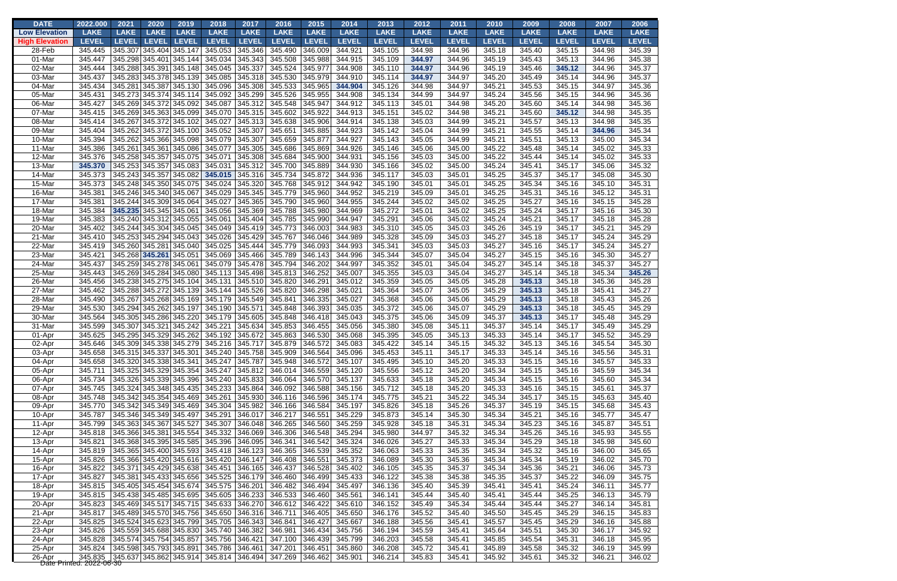| DATE | 2022.000 | 2021 | 2020 | 2019 | 2018 | 2017 | 2016 | 2015 | 2014 | 2013 | 2012 | 2011 | 2010 | 2009 | 2008 | 2007 | 2006 |
|---|---|---|---|---|---|---|---|---|---|---|---|---|---|---|---|---|---|
| Low Elevation | LAKE | LAKE | LAKE | LAKE | LAKE | LAKE | LAKE | LAKE | LAKE | LAKE | LAKE | LAKE | LAKE | LAKE | LAKE | LAKE | LAKE |
| High Elevation | LEVEL | LEVEL | LEVEL | LEVEL | LEVEL | LEVEL | LEVEL | LEVEL | LEVEL | LEVEL | LEVEL | LEVEL | LEVEL | LEVEL | LEVEL | LEVEL | LEVEL |
| 28-Feb | 345.445 | 345.307 | 345.404 | 345.147 | 345.053 | 345.346 | 345.490 | 346.009 | 344.921 | 345.105 | 344.98 | 344.96 | 345.18 | 345.40 | 345.15 | 344.98 | 345.39 |
| 01-Mar | 345.447 | 345.298 | 345.401 | 345.144 | 345.034 | 345.343 | 345.508 | 345.988 | 344.915 | 345.109 | **344.97** | 344.96 | 345.19 | 345.43 | 345.13 | 344.96 | 345.38 |
| 02-Mar | 345.444 | 345.288 | 345.391 | 345.148 | 345.045 | 345.337 | 345.524 | 345.977 | 344.908 | 345.110 | **344.97** | 344.96 | 345.19 | 345.46 | **345.12** | 344.96 | 345.37 |
| 03-Mar | 345.437 | 345.283 | 345.378 | 345.139 | 345.085 | 345.318 | 345.530 | 345.979 | 344.910 | 345.114 | **344.97** | 344.97 | 345.20 | 345.49 | 345.14 | 344.96 | 345.37 |
| 04-Mar | 345.434 | 345.281 | 345.387 | 345.130 | 345.096 | 345.308 | 345.533 | 345.965 | **344.904** | 345.126 | 344.98 | 344.97 | 345.21 | 345.53 | 345.15 | 344.97 | 345.36 |
| 05-Mar | 345.431 | 345.273 | 345.374 | 345.114 | 345.092 | 345.299 | 345.526 | 345.955 | 344.908 | 345.134 | 344.99 | 344.97 | 345.24 | 345.56 | 345.15 | 344.96 | 345.36 |
| 06-Mar | 345.427 | 345.269 | 345.372 | 345.092 | 345.087 | 345.312 | 345.548 | 345.947 | 344.912 | 345.113 | 345.01 | 344.98 | 345.20 | 345.60 | 345.14 | 344.98 | 345.36 |
| 07-Mar | 345.415 | 345.269 | 345.363 | 345.099 | 345.070 | 345.315 | 345.602 | 345.922 | 344.913 | 345.151 | 345.02 | 344.98 | 345.21 | 345.60 | **345.12** | 344.98 | 345.35 |
| 08-Mar | 345.414 | 345.267 | 345.372 | 345.102 | 345.027 | 345.313 | 345.638 | 345.906 | 344.914 | 345.138 | 345.03 | 344.99 | 345.21 | 345.57 | 345.13 | 344.98 | 345.35 |
| 09-Mar | 345.404 | 345.262 | 345.372 | 345.100 | 345.052 | 345.307 | 345.651 | 345.885 | 344.923 | 345.142 | 345.04 | 344.99 | 345.21 | 345.55 | 345.14 | **344.96** | 345.34 |
| 10-Mar | 345.394 | 345.262 | 345.366 | 345.098 | 345.079 | 345.307 | 345.659 | 345.877 | 344.927 | 345.143 | 345.05 | 344.99 | 345.21 | 345.51 | 345.13 | 345.00 | 345.34 |
| 11-Mar | 345.386 | 345.261 | 345.361 | 345.086 | 345.077 | 345.305 | 345.686 | 345.869 | 344.926 | 345.146 | 345.06 | 345.00 | 345.22 | 345.48 | 345.14 | 345.02 | 345.33 |
| 12-Mar | 345.376 | 345.258 | 345.357 | 345.075 | 345.071 | 345.308 | 345.684 | 345.900 | 344.931 | 345.156 | 345.03 | 345.00 | 345.22 | 345.44 | 345.14 | 345.02 | 345.33 |
| 13-Mar | **345.370** | 345.253 | 345.357 | 345.083 | 345.031 | 345.312 | 345.700 | 345.889 | 344.930 | 345.166 | 345.02 | 345.00 | 345.24 | 345.41 | 345.17 | 345.06 | 345.32 |
| 14-Mar | 345.373 | 345.243 | 345.357 | 345.082 | **345.015** | 345.316 | 345.734 | 345.872 | 344.936 | 345.117 | 345.03 | 345.01 | 345.25 | 345.37 | 345.17 | 345.08 | 345.30 |
| 15-Mar | 345.373 | 345.248 | 345.350 | 345.075 | 345.024 | 345.320 | 345.768 | 345.912 | 344.942 | 345.190 | 345.01 | 345.01 | 345.25 | 345.34 | 345.16 | 345.10 | 345.31 |
| 16-Mar | 345.381 | 345.246 | 345.340 | 345.067 | 345.029 | 345.345 | 345.779 | 345.960 | 344.952 | 345.219 | 345.09 | 345.01 | 345.25 | 345.31 | 345.16 | 345.12 | 345.31 |
| 17-Mar | 345.381 | 345.244 | 345.309 | 345.064 | 345.027 | 345.365 | 345.790 | 345.960 | 344.955 | 345.244 | 345.02 | 345.02 | 345.25 | 345.27 | 345.16 | 345.15 | 345.28 |
| 18-Mar | 345.384 | **345.235** | 345.345 | 345.061 | 345.056 | 345.369 | 345.788 | 345.980 | 344.969 | 345.272 | 345.01 | 345.02 | 345.25 | 345.24 | 345.17 | 345.16 | 345.30 |
| 19-Mar | 345.383 | 345.240 | 345.312 | 345.055 | 345.061 | 345.404 | 345.785 | 345.990 | 344.947 | 345.291 | 345.06 | 345.02 | 345.24 | 345.21 | 345.17 | 345.18 | 345.28 |
| 20-Mar | 345.402 | 345.244 | 345.304 | 345.045 | 345.049 | 345.419 | 345.773 | 346.003 | 344.983 | 345.310 | 345.05 | 345.03 | 345.26 | 345.19 | 345.17 | 345.21 | 345.29 |
| 21-Mar | 345.410 | 345.253 | 345.294 | 345.043 | 345.026 | 345.429 | 345.767 | 346.046 | 344.989 | 345.328 | 345.09 | 345.03 | 345.27 | 345.18 | 345.17 | 345.24 | 345.29 |
| 22-Mar | 345.419 | 345.260 | 345.281 | 345.040 | 345.025 | 345.444 | 345.779 | 346.093 | 344.993 | 345.341 | 345.03 | 345.03 | 345.27 | 345.16 | 345.17 | 345.24 | 345.27 |
| 23-Mar | 345.421 | 345.268 | **345.261** | 345.051 | 345.069 | 345.466 | 345.789 | 346.143 | 344.996 | 345.344 | 345.07 | 345.04 | 345.27 | 345.15 | 345.16 | 345.30 | 345.27 |
| 24-Mar | 345.437 | 345.259 | 345.278 | 345.061 | 345.079 | 345.478 | 345.794 | 346.202 | 344.997 | 345.352 | 345.01 | 345.04 | 345.27 | 345.14 | 345.18 | 345.37 | 345.27 |
| 25-Mar | 345.443 | 345.269 | 345.284 | 345.080 | 345.113 | 345.498 | 345.813 | 346.252 | 345.007 | 345.355 | 345.03 | 345.04 | 345.27 | 345.14 | 345.18 | 345.34 | **345.26** |
| 26-Mar | 345.456 | 345.238 | 345.275 | 345.104 | 345.131 | 345.510 | 345.820 | 346.291 | 345.012 | 345.359 | 345.05 | 345.05 | 345.28 | **345.13** | 345.18 | 345.36 | 345.28 |
| 27-Mar | 345.462 | 345.288 | 345.272 | 345.139 | 345.144 | 345.526 | 345.820 | 346.298 | 345.021 | 345.364 | 345.07 | 345.05 | 345.29 | **345.13** | 345.18 | 345.41 | 345.27 |
| 28-Mar | 345.490 | 345.267 | 345.268 | 345.169 | 345.179 | 345.549 | 345.841 | 346.335 | 345.027 | 345.368 | 345.06 | 345.06 | 345.29 | **345.13** | 345.18 | 345.43 | 345.26 |
| 29-Mar | 345.530 | 345.294 | 345.262 | 345.197 | 345.190 | 345.571 | 345.848 | 346.393 | 345.035 | 345.372 | 345.06 | 345.07 | 345.29 | **345.13** | 345.18 | 345.45 | 345.29 |
| 30-Mar | 345.564 | 345.305 | 345.286 | 345.220 | 345.179 | 345.605 | 345.848 | 346.418 | 345.043 | 345.375 | 345.06 | 345.09 | 345.37 | **345.13** | 345.17 | 345.48 | 345.29 |
| 31-Mar | 345.599 | 345.307 | 345.321 | 345.242 | 345.221 | 345.634 | 345.853 | 346.455 | 345.056 | 345.380 | 345.08 | 345.11 | 345.37 | 345.14 | 345.17 | 345.49 | 345.29 |
| 01-Apr | 345.625 | 345.295 | 345.329 | 345.262 | 345.192 | 345.672 | 345.863 | 346.530 | 345.068 | 345.395 | 345.05 | 345.13 | 345.33 | 345.14 | 345.17 | 345.52 | 345.29 |
| 02-Apr | 345.646 | 345.309 | 345.338 | 345.279 | 345.216 | 345.717 | 345.879 | 346.572 | 345.083 | 345.422 | 345.14 | 345.15 | 345.32 | 345.13 | 345.16 | 345.54 | 345.30 |
| 03-Apr | 345.658 | 345.315 | 345.337 | 345.301 | 345.240 | 345.758 | 345.909 | 346.564 | 345.096 | 345.453 | 345.11 | 345.17 | 345.33 | 345.14 | 345.16 | 345.56 | 345.31 |
| 04-Apr | 345.658 | 345.320 | 345.338 | 345.341 | 345.247 | 345.787 | 345.948 | 346.572 | 345.107 | 345.495 | 345.10 | 345.20 | 345.33 | 345.15 | 345.16 | 345.57 | 345.33 |
| 05-Apr | 345.711 | 345.325 | 345.329 | 345.354 | 345.247 | 345.812 | 346.014 | 346.559 | 345.120 | 345.556 | 345.12 | 345.20 | 345.34 | 345.15 | 345.16 | 345.59 | 345.34 |
| 06-Apr | 345.734 | 345.326 | 345.339 | 345.396 | 345.240 | 345.833 | 346.064 | 346.570 | 345.137 | 345.633 | 345.18 | 345.20 | 345.34 | 345.15 | 345.16 | 345.60 | 345.34 |
| 07-Apr | 345.745 | 345.324 | 345.348 | 345.435 | 345.233 | 345.864 | 346.092 | 346.588 | 345.156 | 345.712 | 345.18 | 345.20 | 345.33 | 345.16 | 345.15 | 345.61 | 345.37 |
| 08-Apr | 345.748 | 345.342 | 345.354 | 345.469 | 345.261 | 345.930 | 346.116 | 346.596 | 345.174 | 345.775 | 345.21 | 345.22 | 345.34 | 345.17 | 345.15 | 345.63 | 345.40 |
| 09-Apr | 345.770 | 345.342 | 345.349 | 345.469 | 345.304 | 345.982 | 346.166 | 346.584 | 345.197 | 345.826 | 345.18 | 345.26 | 345.37 | 345.19 | 345.15 | 345.68 | 345.43 |
| 10-Apr | 345.787 | 345.346 | 345.349 | 345.497 | 345.291 | 346.017 | 346.217 | 346.551 | 345.229 | 345.873 | 345.14 | 345.30 | 345.34 | 345.21 | 345.16 | 345.77 | 345.47 |
| 11-Apr | 345.799 | 345.363 | 345.367 | 345.527 | 345.307 | 346.048 | 346.265 | 346.560 | 345.259 | 345.928 | 345.18 | 345.31 | 345.34 | 345.23 | 345.16 | 345.87 | 345.51 |
| 12-Apr | 345.818 | 345.366 | 345.381 | 345.554 | 345.332 | 346.069 | 346.306 | 346.548 | 345.294 | 345.980 | 344.97 | 345.32 | 345.34 | 345.26 | 345.16 | 345.93 | 345.55 |
| 13-Apr | 345.821 | 345.368 | 345.395 | 345.585 | 345.396 | 346.095 | 346.341 | 346.542 | 345.324 | 346.026 | 345.27 | 345.33 | 345.34 | 345.29 | 345.18 | 345.98 | 345.60 |
| 14-Apr | 345.819 | 345.365 | 345.400 | 345.593 | 345.418 | 346.123 | 346.365 | 346.539 | 345.352 | 346.063 | 345.33 | 345.35 | 345.34 | 345.32 | 345.16 | 346.00 | 345.65 |
| 15-Apr | 345.826 | 345.366 | 345.420 | 345.616 | 345.420 | 346.147 | 346.408 | 346.551 | 345.373 | 346.089 | 345.30 | 345.36 | 345.34 | 345.34 | 345.19 | 346.02 | 345.70 |
| 16-Apr | 345.822 | 345.371 | 345.429 | 345.638 | 345.451 | 346.165 | 346.437 | 346.528 | 345.402 | 346.105 | 345.35 | 345.37 | 345.34 | 345.36 | 345.21 | 346.06 | 345.73 |
| 17-Apr | 345.827 | 345.381 | 345.433 | 345.656 | 345.525 | 346.179 | 346.460 | 346.499 | 345.433 | 346.122 | 345.38 | 345.38 | 345.35 | 345.37 | 345.22 | 346.09 | 345.75 |
| 18-Apr | 345.815 | 345.405 | 345.454 | 345.674 | 345.575 | 346.201 | 346.482 | 346.494 | 345.497 | 346.136 | 345.40 | 345.39 | 345.41 | 345.41 | 345.24 | 346.11 | 345.77 |
| 19-Apr | 345.815 | 345.438 | 345.485 | 345.695 | 345.605 | 346.233 | 346.533 | 346.460 | 345.561 | 346.141 | 345.44 | 345.40 | 345.41 | 345.44 | 345.25 | 346.13 | 345.79 |
| 20-Apr | 345.823 | 345.469 | 345.517 | 345.715 | 345.633 | 346.270 | 346.612 | 346.422 | 345.610 | 346.152 | 345.49 | 345.34 | 345.44 | 345.44 | 345.27 | 346.14 | 345.81 |
| 21-Apr | 345.817 | 345.489 | 345.570 | 345.756 | 345.650 | 346.316 | 346.711 | 346.405 | 345.650 | 346.176 | 345.52 | 345.40 | 345.50 | 345.45 | 345.29 | 346.15 | 345.83 |
| 22-Apr | 345.825 | 345.524 | 345.623 | 345.799 | 345.705 | 346.343 | 346.841 | 346.427 | 345.667 | 346.188 | 345.56 | 345.41 | 345.57 | 345.45 | 345.29 | 346.16 | 345.88 |
| 23-Apr | 345.826 | 345.559 | 345.688 | 345.830 | 345.740 | 346.382 | 346.981 | 346.434 | 345.756 | 346.194 | 345.59 | 345.41 | 345.64 | 345.51 | 345.30 | 346.17 | 345.92 |
| 24-Apr | 345.828 | 345.574 | 345.754 | 345.857 | 345.756 | 346.421 | 347.100 | 346.439 | 345.799 | 346.203 | 345.58 | 345.41 | 345.85 | 345.54 | 345.31 | 346.18 | 345.95 |
| 25-Apr | 345.824 | 345.598 | 345.793 | 345.891 | 345.786 | 346.461 | 347.201 | 346.451 | 345.860 | 346.208 | 345.72 | 345.41 | 345.89 | 345.58 | 345.32 | 346.19 | 345.99 |
| 26-Apr | 345.835 | 345.637 | 345.862 | 345.914 | 345.814 | 346.494 | 347.269 | 346.462 | 345.901 | 346.214 | 345.83 | 345.41 | 345.92 | 345.61 | 345.32 | 346.21 | 346.02 |

Date Printed: 2022-06-30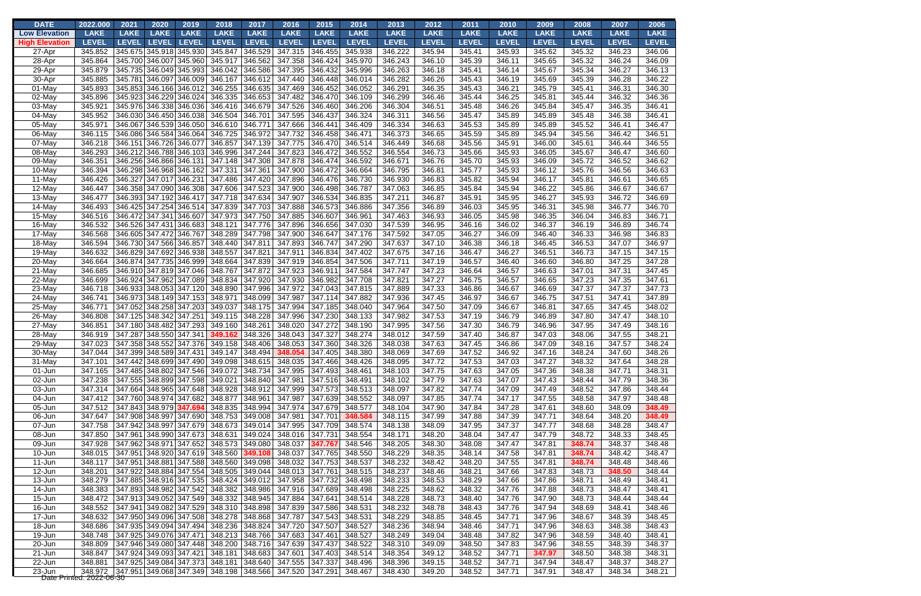| DATE | 2022.000 | 2021 | 2020 | 2019 | 2018 | 2017 | 2016 | 2015 | 2014 | 2013 | 2012 | 2011 | 2010 | 2009 | 2008 | 2007 | 2006 |
|---|---|---|---|---|---|---|---|---|---|---|---|---|---|---|---|---|---|
| Low Elevation | LAKE | LAKE | LAKE | LAKE | LAKE | LAKE | LAKE | LAKE | LAKE | LAKE | LAKE | LAKE | LAKE | LAKE | LAKE | LAKE | LAKE |
| High Elevation | LEVEL | LEVEL | LEVEL | LEVEL | LEVEL | LEVEL | LEVEL | LEVEL | LEVEL | LEVEL | LEVEL | LEVEL | LEVEL | LEVEL | LEVEL | LEVEL | LEVEL |
| 27-Apr | 345.852 | 345.675 | 345.918 | 345.930 | 345.847 | 346.529 | 347.315 | 346.455 | 345.938 | 346.222 | 345.94 | 345.41 | 345.93 | 345.62 | 345.32 | 346.23 | 346.06 |
| 28-Apr | 345.864 | 345.700 | 346.007 | 345.960 | 345.917 | 346.562 | 347.358 | 346.424 | 345.970 | 346.243 | 346.10 | 345.39 | 346.11 | 345.65 | 345.32 | 346.24 | 346.09 |
| 29-Apr | 345.879 | 345.735 | 346.049 | 345.993 | 346.042 | 346.586 | 347.395 | 346.432 | 345.996 | 346.263 | 346.18 | 345.41 | 346.14 | 345.67 | 345.34 | 346.27 | 346.13 |
| 30-Apr | 345.885 | 345.781 | 346.097 | 346.009 | 346.167 | 346.612 | 347.440 | 346.448 | 346.014 | 346.282 | 346.26 | 345.43 | 346.19 | 345.69 | 345.39 | 346.28 | 346.22 |
| 01-May | 345.893 | 345.853 | 346.166 | 346.012 | 346.255 | 346.635 | 347.469 | 346.452 | 346.052 | 346.291 | 346.35 | 345.43 | 346.21 | 345.79 | 345.41 | 346.31 | 346.30 |
| 02-May | 345.896 | 345.923 | 346.229 | 346.024 | 346.335 | 346.653 | 347.482 | 346.470 | 346.109 | 346.299 | 346.46 | 345.44 | 346.25 | 345.81 | 345.44 | 346.32 | 346.36 |
| 03-May | 345.921 | 345.976 | 346.338 | 346.036 | 346.416 | 346.679 | 347.526 | 346.460 | 346.206 | 346.304 | 346.51 | 345.48 | 346.26 | 345.84 | 345.47 | 346.35 | 346.41 |
| 04-May | 345.952 | 346.030 | 346.450 | 346.038 | 346.504 | 346.701 | 347.595 | 346.437 | 346.324 | 346.311 | 346.56 | 345.47 | 345.89 | 345.89 | 345.48 | 346.38 | 346.41 |
| 05-May | 345.971 | 346.067 | 346.539 | 346.050 | 346.610 | 346.771 | 347.666 | 346.441 | 346.409 | 346.334 | 346.63 | 345.53 | 345.89 | 345.89 | 345.52 | 346.41 | 346.47 |
| 06-May | 346.115 | 346.086 | 346.584 | 346.064 | 346.725 | 346.972 | 347.732 | 346.458 | 346.471 | 346.373 | 346.65 | 345.59 | 345.89 | 345.94 | 345.56 | 346.42 | 346.51 |
| 07-May | 346.218 | 346.151 | 346.726 | 346.077 | 346.857 | 347.139 | 347.775 | 346.470 | 346.514 | 346.449 | 346.68 | 345.56 | 345.91 | 346.00 | 345.61 | 346.44 | 346.55 |
| 08-May | 346.293 | 346.212 | 346.788 | 346.103 | 346.996 | 347.244 | 347.823 | 346.472 | 346.552 | 346.554 | 346.73 | 345.66 | 345.93 | 346.05 | 345.67 | 346.47 | 346.60 |
| 09-May | 346.351 | 346.256 | 346.866 | 346.131 | 347.148 | 347.308 | 347.878 | 346.474 | 346.592 | 346.671 | 346.76 | 345.70 | 345.93 | 346.09 | 345.72 | 346.52 | 346.62 |
| 10-May | 346.394 | 346.298 | 346.968 | 346.162 | 347.331 | 347.361 | 347.900 | 346.472 | 346.664 | 346.795 | 346.81 | 345.77 | 345.93 | 346.12 | 345.76 | 346.56 | 346.63 |
| 11-May | 346.426 | 346.327 | 347.017 | 346.231 | 347.486 | 347.420 | 347.896 | 346.476 | 346.730 | 346.930 | 346.83 | 345.82 | 345.94 | 346.17 | 345.81 | 346.61 | 346.65 |
| 12-May | 346.447 | 346.358 | 347.090 | 346.308 | 347.606 | 347.523 | 347.900 | 346.498 | 346.787 | 347.063 | 346.85 | 345.84 | 345.94 | 346.22 | 345.86 | 346.67 | 346.67 |
| 13-May | 346.477 | 346.393 | 347.192 | 346.417 | 347.718 | 347.634 | 347.907 | 346.534 | 346.835 | 347.211 | 346.87 | 345.91 | 345.95 | 346.27 | 345.93 | 346.72 | 346.69 |
| 14-May | 346.493 | 346.425 | 347.254 | 346.514 | 347.839 | 347.703 | 347.888 | 346.573 | 346.886 | 347.356 | 346.89 | 346.03 | 345.95 | 346.31 | 345.98 | 346.77 | 346.70 |
| 15-May | 346.516 | 346.472 | 347.341 | 346.607 | 347.973 | 347.750 | 347.885 | 346.607 | 346.961 | 347.463 | 346.93 | 346.05 | 345.98 | 346.35 | 346.04 | 346.83 | 346.71 |
| 16-May | 346.532 | 346.526 | 347.431 | 346.683 | 348.121 | 347.776 | 347.896 | 346.656 | 347.030 | 347.539 | 346.95 | 346.16 | 346.02 | 346.37 | 346.19 | 346.89 | 346.74 |
| 17-May | 346.568 | 346.605 | 347.472 | 346.767 | 348.289 | 347.798 | 347.900 | 346.647 | 347.176 | 347.592 | 347.05 | 346.27 | 346.09 | 346.40 | 346.33 | 346.98 | 346.83 |
| 18-May | 346.594 | 346.730 | 347.566 | 346.857 | 348.440 | 347.811 | 347.893 | 346.747 | 347.290 | 347.637 | 347.10 | 346.38 | 346.18 | 346.45 | 346.53 | 347.07 | 346.97 |
| 19-May | 346.632 | 346.829 | 347.692 | 346.938 | 348.557 | 347.821 | 347.911 | 346.834 | 347.402 | 347.675 | 347.16 | 346.47 | 346.27 | 346.51 | 346.73 | 347.15 | 347.15 |
| 20-May | 346.664 | 346.874 | 347.735 | 346.999 | 348.664 | 347.839 | 347.919 | 346.854 | 347.506 | 347.711 | 347.19 | 346.57 | 346.40 | 346.60 | 346.80 | 347.25 | 347.28 |
| 21-May | 346.685 | 346.910 | 347.819 | 347.046 | 348.767 | 347.872 | 347.923 | 346.911 | 347.584 | 347.747 | 347.23 | 346.64 | 346.57 | 346.63 | 347.01 | 347.31 | 347.45 |
| 22-May | 346.699 | 346.924 | 347.962 | 347.089 | 348.834 | 347.920 | 347.930 | 346.982 | 347.708 | 347.821 | 347.27 | 346.75 | 346.57 | 346.65 | 347.23 | 347.35 | 347.61 |
| 23-May | 346.718 | 346.933 | 348.053 | 347.120 | 348.890 | 347.996 | 347.972 | 347.043 | 347.815 | 347.889 | 347.33 | 346.86 | 346.67 | 346.69 | 347.37 | 347.37 | 347.73 |
| 24-May | 346.741 | 346.973 | 348.149 | 347.153 | 348.971 | 348.099 | 347.987 | 347.114 | 347.882 | 347.936 | 347.45 | 346.97 | 346.67 | 346.75 | 347.51 | 347.41 | 347.89 |
| 25-May | 346.771 | 347.052 | 348.258 | 347.203 | 349.037 | 348.175 | 347.994 | 347.185 | 348.040 | 347.964 | 347.50 | 347.09 | 346.67 | 346.81 | 347.65 | 347.45 | 348.02 |
| 26-May | 346.808 | 347.125 | 348.342 | 347.251 | 349.115 | 348.228 | 347.996 | 347.230 | 348.133 | 347.982 | 347.53 | 347.19 | 346.79 | 346.89 | 347.80 | 347.47 | 348.10 |
| 27-May | 346.851 | 347.180 | 348.482 | 347.293 | 349.160 | 348.261 | 348.020 | 347.272 | 348.190 | 347.995 | 347.56 | 347.30 | 346.79 | 346.96 | 347.95 | 347.49 | 348.16 |
| 28-May | 346.919 | 347.287 | 348.550 | 347.341 | 349.162 | 348.326 | 348.043 | 347.327 | 348.274 | 348.012 | 347.59 | 347.40 | 346.87 | 347.03 | 348.06 | 347.55 | 348.21 |
| 29-May | 347.023 | 347.358 | 348.552 | 347.376 | 349.158 | 348.406 | 348.053 | 347.360 | 348.326 | 348.038 | 347.63 | 347.45 | 346.86 | 347.09 | 348.16 | 347.57 | 348.24 |
| 30-May | 347.044 | 347.399 | 348.589 | 347.431 | 349.147 | 348.494 | 348.054 | 347.405 | 348.380 | 348.069 | 347.69 | 347.52 | 346.92 | 347.16 | 348.24 | 347.60 | 348.26 |
| 31-May | 347.101 | 347.442 | 348.699 | 347.490 | 349.098 | 348.615 | 348.035 | 347.466 | 348.426 | 348.095 | 347.72 | 347.53 | 347.03 | 347.27 | 348.32 | 347.64 | 348.28 |
| 01-Jun | 347.165 | 347.485 | 348.802 | 347.546 | 349.072 | 348.734 | 347.995 | 347.493 | 348.461 | 348.103 | 347.75 | 347.63 | 347.05 | 347.36 | 348.38 | 347.71 | 348.31 |
| 02-Jun | 347.238 | 347.555 | 348.899 | 347.598 | 349.021 | 348.840 | 347.981 | 347.516 | 348.491 | 348.102 | 347.79 | 347.63 | 347.07 | 347.43 | 348.44 | 347.79 | 348.36 |
| 03-Jun | 347.314 | 347.664 | 348.965 | 347.648 | 348.928 | 348.912 | 347.999 | 347.573 | 348.513 | 348.097 | 347.82 | 347.74 | 347.09 | 347.49 | 348.52 | 347.86 | 348.44 |
| 04-Jun | 347.412 | 347.760 | 348.974 | 347.682 | 348.877 | 348.961 | 347.987 | 347.639 | 348.552 | 348.097 | 347.85 | 347.74 | 347.17 | 347.55 | 348.58 | 347.97 | 348.48 |
| 05-Jun | 347.512 | 347.843 | 348.979 | 347.694 | 348.835 | 348.994 | 347.974 | 347.679 | 348.577 | 348.104 | 347.90 | 347.84 | 347.28 | 347.61 | 348.60 | 348.09 | 348.49 |
| 06-Jun | 347.647 | 347.908 | 348.997 | 347.690 | 348.753 | 349.008 | 347.981 | 347.701 | 348.584 | 348.115 | 347.99 | 347.88 | 347.39 | 347.71 | 348.64 | 348.20 | 348.49 |
| 07-Jun | 347.758 | 347.942 | 348.997 | 347.679 | 348.673 | 349.014 | 347.995 | 347.709 | 348.574 | 348.138 | 348.09 | 347.95 | 347.37 | 347.77 | 348.68 | 348.28 | 348.47 |
| 08-Jun | 347.850 | 347.961 | 348.990 | 347.673 | 348.631 | 349.024 | 348.016 | 347.731 | 348.554 | 348.171 | 348.20 | 348.04 | 347.47 | 347.79 | 348.72 | 348.33 | 348.45 |
| 09-Jun | 347.928 | 347.962 | 348.971 | 347.652 | 348.573 | 349.080 | 348.037 | 347.767 | 348.546 | 348.205 | 348.30 | 348.08 | 347.47 | 347.81 | 348.74 | 348.37 | 348.48 |
| 10-Jun | 348.015 | 347.951 | 348.920 | 347.619 | 348.560 | 349.108 | 348.037 | 347.765 | 348.550 | 348.229 | 348.35 | 348.14 | 347.58 | 347.81 | 348.74 | 348.42 | 348.47 |
| 11-Jun | 348.117 | 347.951 | 348.881 | 347.588 | 348.560 | 349.098 | 348.032 | 347.753 | 348.537 | 348.232 | 348.42 | 348.20 | 347.55 | 347.81 | 348.74 | 348.48 | 348.46 |
| 12-Jun | 348.201 | 347.922 | 348.884 | 347.554 | 348.505 | 349.044 | 348.013 | 347.761 | 348.515 | 348.237 | 348.46 | 348.21 | 347.66 | 347.83 | 348.73 | 348.50 | 348.44 |
| 13-Jun | 348.279 | 347.885 | 348.916 | 347.535 | 348.424 | 349.012 | 347.958 | 347.732 | 348.498 | 348.233 | 348.53 | 348.29 | 347.66 | 347.86 | 348.71 | 348.49 | 348.41 |
| 14-Jun | 348.383 | 347.893 | 348.982 | 347.542 | 348.382 | 348.986 | 347.916 | 347.689 | 348.498 | 348.225 | 348.62 | 348.32 | 347.76 | 347.88 | 348.73 | 348.47 | 348.41 |
| 15-Jun | 348.472 | 347.913 | 349.052 | 347.549 | 348.332 | 348.945 | 347.884 | 347.641 | 348.514 | 348.228 | 348.73 | 348.40 | 347.76 | 347.90 | 348.73 | 348.44 | 348.44 |
| 16-Jun | 348.552 | 347.941 | 349.082 | 347.529 | 348.310 | 348.898 | 347.839 | 347.586 | 348.531 | 348.232 | 348.78 | 348.43 | 347.76 | 347.94 | 348.69 | 348.41 | 348.46 |
| 17-Jun | 348.632 | 347.950 | 349.096 | 347.508 | 348.278 | 348.868 | 347.787 | 347.543 | 348.531 | 348.229 | 348.85 | 348.45 | 347.71 | 347.96 | 348.67 | 348.39 | 348.45 |
| 18-Jun | 348.686 | 347.935 | 349.094 | 347.494 | 348.236 | 348.824 | 347.720 | 347.507 | 348.527 | 348.236 | 348.94 | 348.46 | 347.71 | 347.96 | 348.63 | 348.38 | 348.43 |
| 19-Jun | 348.748 | 347.925 | 349.076 | 347.471 | 348.213 | 348.766 | 347.683 | 347.461 | 348.527 | 348.249 | 349.04 | 348.48 | 347.82 | 347.96 | 348.59 | 348.40 | 348.41 |
| 20-Jun | 348.809 | 347.946 | 349.080 | 347.448 | 348.200 | 348.716 | 347.639 | 347.437 | 348.522 | 348.310 | 349.09 | 348.50 | 347.83 | 347.96 | 348.55 | 348.39 | 348.37 |
| 21-Jun | 348.847 | 347.924 | 349.093 | 347.421 | 348.181 | 348.683 | 347.601 | 347.403 | 348.514 | 348.354 | 349.12 | 348.52 | 347.71 | 347.97 | 348.50 | 348.38 | 348.31 |
| 22-Jun | 348.881 | 347.925 | 349.084 | 347.373 | 348.181 | 348.640 | 347.555 | 347.337 | 348.496 | 348.396 | 349.15 | 348.52 | 347.71 | 347.94 | 348.47 | 348.37 | 348.27 |
| 23-Jun | 348.972 | 347.951 | 349.068 | 347.349 | 348.198 | 348.566 | 347.520 | 347.291 | 348.467 | 348.430 | 349.20 | 348.52 | 347.71 | 347.91 | 348.47 | 348.34 | 348.21 |

Date Printed: 2022-06-30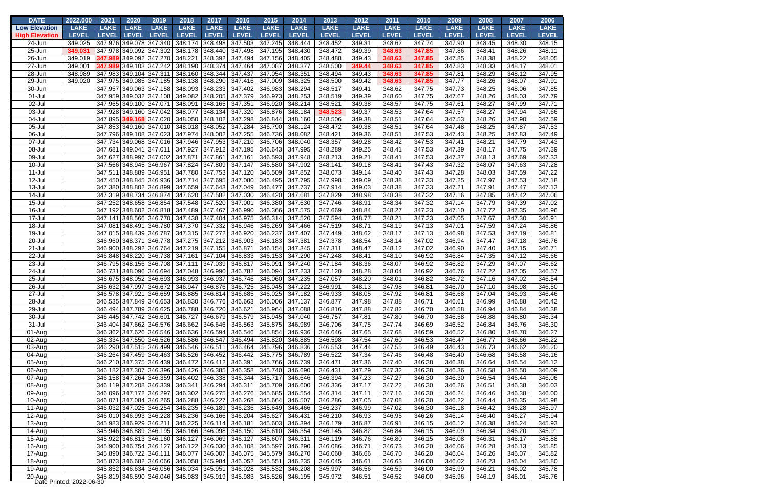| DATE | 2022.000 | 2021 | 2020 | 2019 | 2018 | 2017 | 2016 | 2015 | 2014 | 2013 | 2012 | 2011 | 2010 | 2009 | 2008 | 2007 | 2006 |
|---|---|---|---|---|---|---|---|---|---|---|---|---|---|---|---|---|---|
| Low Elevation | LAKE | LAKE | LAKE | LAKE | LAKE | LAKE | LAKE | LAKE | LAKE | LAKE | LAKE | LAKE | LAKE | LAKE | LAKE | LAKE | LAKE |
| High Elevation | LEVEL | LEVEL | LEVEL | LEVEL | LEVEL | LEVEL | LEVEL | LEVEL | LEVEL | LEVEL | LEVEL | LEVEL | LEVEL | LEVEL | LEVEL | LEVEL | LEVEL |
| 24-Jun | 349.025 | 347.976 | 349.078 | 347.340 | 348.174 | 348.498 | 347.503 | 347.245 | 348.444 | 348.452 | 349.31 | 348.62 | 347.74 | 347.90 | 348.45 | 348.30 | 348.15 |
| 25-Jun | **349.031** | 347.978 | 349.092 | 347.302 | 348.178 | 348.440 | 347.498 | 347.195 | 348.430 | 348.472 | 349.39 | **348.63** | **347.85** | 347.86 | 348.41 | 348.26 | 348.11 |
| 26-Jun | 349.019 | **347.989** | 349.092 | 347.270 | 348.221 | 348.392 | 347.494 | 347.156 | 348.405 | 348.488 | 349.43 | **348.63** | **347.85** | 347.85 | 348.38 | 348.22 | 348.05 |
| 27-Jun | 349.001 | **347.989** | 349.103 | 347.242 | 348.190 | 348.374 | 347.464 | 347.087 | 348.377 | 348.500 | **349.44** | **348.63** | **347.85** | 347.83 | 348.33 | 348.17 | 348.01 |
| 28-Jun | 348.989 | 347.983 | 349.104 | 347.211 | 348.160 | 348.344 | 347.437 | 347.054 | 348.351 | 348.494 | 349.43 | **348.63** | **347.85** | 347.81 | 348.29 | 348.12 | 347.95 |
| 29-Jun | 349.020 | 347.975 | 349.085 | 347.185 | 348.138 | 348.290 | 347.416 | 347.009 | 348.325 | 348.500 | 349.42 | **348.63** | **347.85** | 347.77 | 348.26 | 348.07 | 347.91 |
| 30-Jun | | 347.957 | 349.063 | 347.158 | 348.093 | 348.233 | 347.402 | 346.983 | 348.294 | 348.517 | 349.41 | 348.62 | 347.75 | 347.73 | 348.25 | 348.06 | 347.85 |
| 01-Jul | | 347.959 | 349.032 | 347.108 | 349.082 | 348.205 | 347.379 | 346.973 | 348.253 | 348.519 | 349.39 | 348.60 | 347.75 | 347.67 | 348.26 | 348.03 | 347.79 |
| 02-Jul | | 347.965 | 349.100 | 347.071 | 348.091 | 348.165 | 347.351 | 346.920 | 348.214 | 348.521 | 349.38 | 348.57 | 347.75 | 347.61 | 348.27 | 347.99 | 347.71 |
| 03-Jul | | 347.928 | 349.160 | 347.042 | 348.077 | 348.134 | 347.320 | 346.876 | 348.184 | **348.523** | 349.37 | 348.53 | 347.64 | 347.57 | 348.27 | 347.94 | 347.66 |
| 04-Jul | | 347.895 | **349.168** | 347.020 | 348.050 | 348.102 | 347.298 | 346.844 | 348.160 | 348.506 | 349.38 | 348.51 | 347.64 | 347.53 | 348.26 | 347.90 | 347.59 |
| 05-Jul | | 347.853 | 349.160 | 347.010 | 348.018 | 348.052 | 347.284 | 346.790 | 348.124 | 348.472 | 349.38 | 348.51 | 347.64 | 347.48 | 348.25 | 347.87 | 347.53 |
| 06-Jul | | 347.796 | 349.108 | 347.023 | 347.974 | 348.002 | 347.255 | 346.736 | 348.082 | 348.421 | 349.36 | 348.51 | 347.53 | 347.43 | 348.25 | 347.83 | 347.49 |
| 07-Jul | | 347.734 | 349.068 | 347.016 | 347.946 | 347.953 | 347.210 | 346.706 | 348.040 | 348.357 | 349.28 | 348.42 | 347.53 | 347.41 | 348.21 | 347.79 | 347.43 |
| 08-Jul | | 347.681 | 349.041 | 347.011 | 347.927 | 347.912 | 347.195 | 346.643 | 347.995 | 348.289 | 349.25 | 348.41 | 347.53 | 347.39 | 348.17 | 347.75 | 347.39 |
| 09-Jul | | 347.627 | 348.997 | 347.002 | 347.871 | 347.861 | 347.161 | 346.593 | 347.948 | 348.213 | 349.21 | 348.41 | 347.53 | 347.37 | 348.13 | 347.69 | 347.33 |
| 10-Jul | | 347.566 | 348.945 | 346.967 | 347.824 | 347.809 | 347.147 | 346.580 | 347.902 | 348.141 | 349.18 | 348.41 | 347.43 | 347.32 | 348.07 | 347.63 | 347.28 |
| 11-Jul | | 347.511 | 348.889 | 346.951 | 347.780 | 347.753 | 347.120 | 346.509 | 347.852 | 348.073 | 349.14 | 348.40 | 347.43 | 347.28 | 348.03 | 347.59 | 347.22 |
| 12-Jul | | 347.450 | 348.845 | 346.936 | 347.714 | 347.695 | 347.080 | 346.495 | 347.795 | 347.998 | 349.09 | 348.38 | 347.33 | 347.25 | 347.97 | 347.53 | 347.18 |
| 13-Jul | | 347.380 | 348.802 | 346.899 | 347.659 | 347.643 | 347.049 | 346.477 | 347.737 | 347.914 | 349.03 | 348.38 | 347.33 | 347.21 | 347.91 | 347.47 | 347.13 |
| 14-Jul | | 347.319 | 348.734 | 346.874 | 347.620 | 347.582 | 347.030 | 346.420 | 347.681 | 347.829 | 348.98 | 348.38 | 347.32 | 347.16 | 347.85 | 347.42 | 347.06 |
| 15-Jul | | 347.252 | 348.658 | 346.854 | 347.548 | 347.520 | 347.001 | 346.380 | 347.630 | 347.746 | 348.91 | 348.34 | 347.32 | 347.14 | 347.79 | 347.39 | 347.02 |
| 16-Jul | | 347.192 | 348.602 | 346.818 | 347.489 | 347.467 | 346.990 | 346.366 | 347.575 | 347.669 | 348.84 | 348.27 | 347.23 | 347.10 | 347.72 | 347.35 | 346.96 |
| 17-Jul | | 347.141 | 348.566 | 346.770 | 347.438 | 347.404 | 346.975 | 346.314 | 347.520 | 347.594 | 348.77 | 348.21 | 347.23 | 347.05 | 347.67 | 347.30 | 346.91 |
| 18-Jul | | 347.081 | 348.491 | 346.780 | 347.370 | 347.332 | 346.946 | 346.269 | 347.466 | 347.519 | 348.71 | 348.19 | 347.13 | 347.01 | 347.59 | 347.24 | 346.86 |
| 19-Jul | | 347.015 | 348.439 | 346.787 | 347.315 | 347.272 | 346.920 | 346.237 | 347.407 | 347.449 | 348.62 | 348.17 | 347.13 | 346.98 | 347.53 | 347.19 | 346.81 |
| 20-Jul | | 346.960 | 348.371 | 346.778 | 347.275 | 347.212 | 346.903 | 346.183 | 347.381 | 347.378 | 348.54 | 348.14 | 347.02 | 346.94 | 347.47 | 347.18 | 346.76 |
| 21-Jul | | 346.900 | 348.292 | 346.764 | 347.219 | 347.155 | 346.871 | 346.154 | 347.345 | 347.311 | 348.47 | 348.12 | 347.02 | 346.90 | 347.40 | 347.15 | 346.71 |
| 22-Jul | | 346.848 | 348.220 | 346.738 | 347.161 | 347.104 | 346.833 | 346.153 | 347.290 | 347.248 | 348.41 | 348.10 | 346.92 | 346.84 | 347.35 | 347.12 | 346.66 |
| 23-Jul | | 346.795 | 348.156 | 346.708 | 347.111 | 347.039 | 346.817 | 346.091 | 347.240 | 347.184 | 348.36 | 348.07 | 346.92 | 346.82 | 347.29 | 347.07 | 346.62 |
| 24-Jul | | 346.731 | 348.096 | 346.694 | 347.048 | 346.990 | 346.782 | 346.094 | 347.233 | 347.120 | 348.28 | 348.04 | 346.92 | 346.76 | 347.22 | 347.05 | 346.57 |
| 25-Jul | | 346.675 | 348.052 | 346.693 | 346.993 | 346.937 | 346.746 | 346.060 | 347.235 | 347.057 | 348.20 | 348.01 | 346.82 | 346.72 | 347.16 | 347.02 | 346.54 |
| 26-Jul | | 346.632 | 347.997 | 346.672 | 346.947 | 346.876 | 346.725 | 346.045 | 347.222 | 346.991 | 348.13 | 347.98 | 346.81 | 346.70 | 347.10 | 346.98 | 346.50 |
| 27-Jul | | 346.578 | 347.921 | 346.659 | 346.885 | 346.814 | 346.685 | 346.025 | 347.182 | 346.933 | 348.05 | 347.92 | 346.81 | 346.68 | 347.04 | 346.93 | 346.46 |
| 28-Jul | | 346.535 | 347.849 | 346.653 | 346.830 | 346.776 | 346.663 | 346.006 | 347.137 | 346.877 | 347.98 | 347.88 | 346.71 | 346.61 | 346.99 | 346.88 | 346.42 |
| 29-Jul | | 346.494 | 347.789 | 346.625 | 346.788 | 346.720 | 346.621 | 345.964 | 347.088 | 346.816 | 347.88 | 347.82 | 346.70 | 346.58 | 346.94 | 346.84 | 346.38 |
| 30-Jul | | 346.445 | 347.742 | 346.601 | 346.727 | 346.679 | 346.579 | 345.945 | 347.040 | 346.757 | 347.81 | 347.80 | 346.70 | 346.58 | 346.88 | 346.80 | 346.34 |
| 31-Jul | | 346.404 | 347.662 | 346.576 | 346.662 | 346.646 | 346.563 | 345.875 | 346.989 | 346.706 | 347.75 | 347.74 | 346.69 | 346.52 | 346.84 | 346.76 | 346.30 |
| 01-Aug | | 346.362 | 347.626 | 346.546 | 346.636 | 346.594 | 346.546 | 345.854 | 346.936 | 346.646 | 347.65 | 347.68 | 346.59 | 346.52 | 346.80 | 346.70 | 346.27 |
| 02-Aug | | 346.334 | 347.550 | 346.526 | 346.586 | 346.547 | 346.494 | 345.820 | 346.885 | 346.598 | 347.54 | 347.60 | 346.53 | 346.47 | 346.77 | 346.66 | 346.22 |
| 03-Aug | | 346.290 | 347.515 | 346.499 | 346.546 | 346.511 | 346.464 | 345.796 | 346.836 | 346.553 | 347.44 | 347.55 | 346.49 | 346.43 | 346.73 | 346.62 | 346.20 |
| 04-Aug | | 346.264 | 347.459 | 346.463 | 346.526 | 346.452 | 346.442 | 345.775 | 346.789 | 346.522 | 347.34 | 347.46 | 346.48 | 346.40 | 346.68 | 346.58 | 346.16 |
| 05-Aug | | 346.210 | 347.375 | 346.439 | 346.472 | 346.412 | 346.391 | 345.766 | 346.739 | 346.471 | 347.36 | 347.40 | 346.38 | 346.38 | 346.64 | 346.54 | 346.12 |
| 06-Aug | | 346.182 | 347.307 | 346.396 | 346.426 | 346.385 | 346.358 | 345.740 | 346.690 | 346.431 | 347.29 | 347.32 | 346.38 | 346.36 | 346.58 | 346.50 | 346.09 |
| 07-Aug | | 346.158 | 347.264 | 346.359 | 346.402 | 346.338 | 346.344 | 345.717 | 346.646 | 346.394 | 347.23 | 347.27 | 346.30 | 346.30 | 346.54 | 346.44 | 346.06 |
| 08-Aug | | 346.119 | 347.208 | 346.339 | 346.341 | 346.294 | 346.311 | 345.709 | 346.600 | 346.336 | 347.17 | 347.22 | 346.30 | 346.26 | 346.51 | 346.38 | 346.03 |
| 09-Aug | | 346.096 | 347.172 | 346.297 | 346.302 | 346.275 | 346.276 | 345.685 | 346.554 | 346.314 | 347.11 | 347.16 | 346.30 | 346.24 | 346.46 | 346.38 | 346.00 |
| 10-Aug | | 346.071 | 347.084 | 346.265 | 346.288 | 346.227 | 346.268 | 345.664 | 346.507 | 346.286 | 347.05 | 347.08 | 346.30 | 346.22 | 346.44 | 346.35 | 345.98 |
| 11-Aug | | 346.032 | 347.025 | 346.254 | 346.235 | 346.189 | 346.236 | 345.649 | 346.466 | 346.237 | 346.99 | 347.02 | 346.30 | 346.18 | 346.42 | 346.28 | 345.97 |
| 12-Aug | | 346.010 | 346.993 | 346.228 | 346.236 | 346.166 | 346.204 | 345.627 | 346.431 | 346.210 | 346.93 | 346.95 | 346.26 | 346.14 | 346.40 | 346.27 | 345.94 |
| 13-Aug | | 345.983 | 346.929 | 346.211 | 346.225 | 346.114 | 346.181 | 345.603 | 346.394 | 346.179 | 346.87 | 346.91 | 346.15 | 346.12 | 346.38 | 346.24 | 345.93 |
| 14-Aug | | 345.946 | 346.889 | 346.195 | 346.166 | 346.098 | 346.150 | 345.610 | 346.354 | 346.145 | 346.82 | 346.84 | 346.15 | 346.09 | 346.34 | 346.20 | 345.91 |
| 15-Aug | | 345.922 | 346.813 | 346.160 | 346.127 | 346.069 | 346.127 | 345.607 | 346.311 | 346.119 | 346.76 | 346.80 | 346.15 | 346.08 | 346.31 | 346.17 | 345.88 |
| 16-Aug | | 345.900 | 346.754 | 346.127 | 346.122 | 346.030 | 346.108 | 345.597 | 346.290 | 346.086 | 346.71 | 346.73 | 346.20 | 346.06 | 346.28 | 346.13 | 345.85 |
| 17-Aug | | 345.890 | 346.722 | 346.111 | 346.077 | 346.007 | 346.075 | 345.579 | 346.270 | 346.060 | 346.66 | 346.70 | 346.20 | 346.04 | 346.26 | 346.07 | 345.82 |
| 18-Aug | | 345.873 | 346.682 | 346.066 | 346.058 | 345.984 | 346.052 | 345.551 | 346.235 | 346.045 | 346.61 | 346.63 | 346.00 | 346.02 | 346.23 | 346.04 | 345.80 |
| 19-Aug | | 345.852 | 346.634 | 346.056 | 346.034 | 345.951 | 346.028 | 345.532 | 346.208 | 345.997 | 346.56 | 346.59 | 346.00 | 345.99 | 346.21 | 346.02 | 345.78 |
| 20-Aug | | 345.819 | 346.590 | 346.046 | 345.983 | 345.919 | 345.983 | 345.526 | 346.195 | 345.972 | 346.51 | 346.52 | 346.00 | 345.96 | 346.19 | 346.01 | 345.76 |

Date Printed: 2022-06-30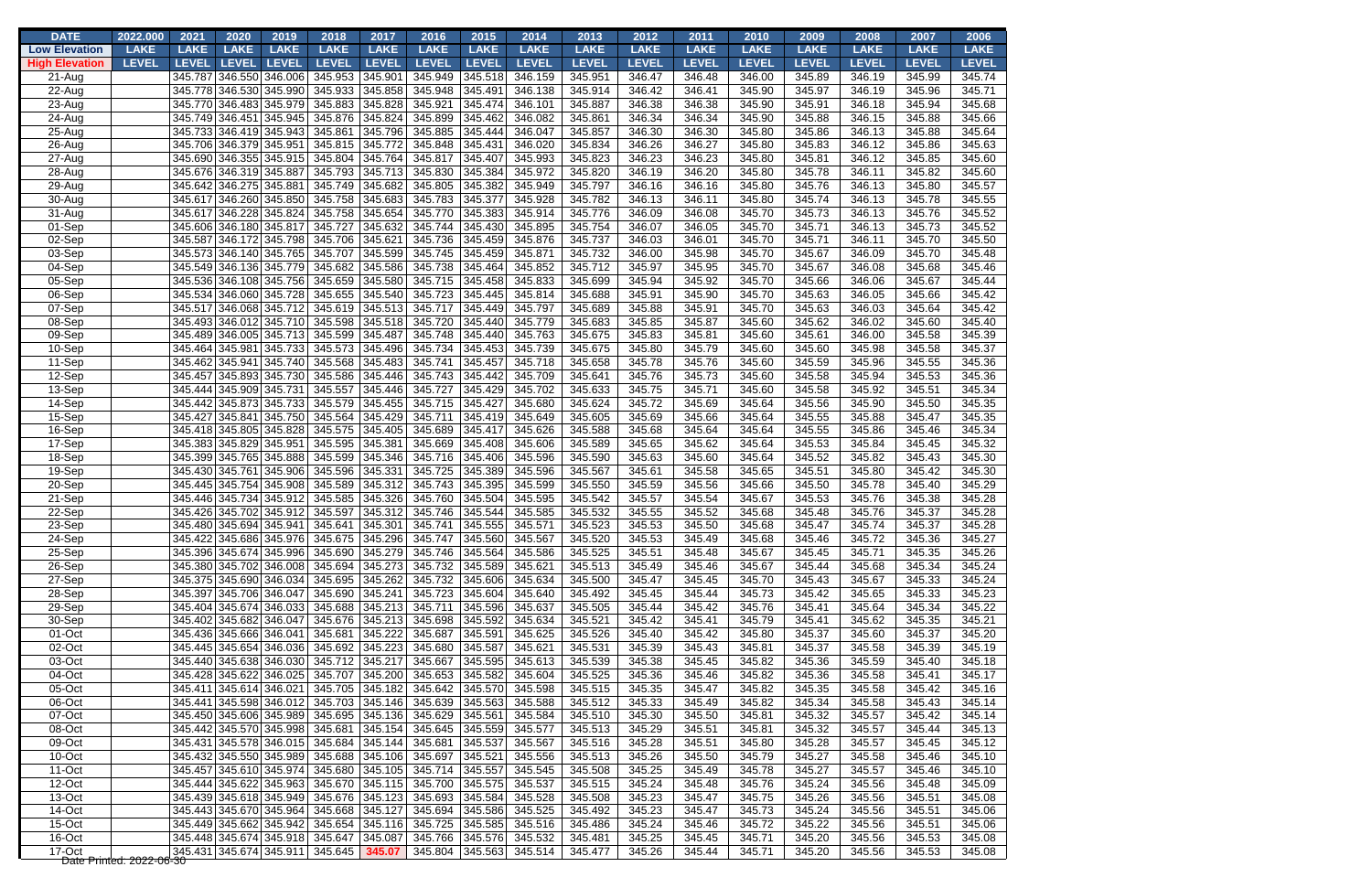| DATE | 2022.000 | 2021 | 2020 | 2019 | 2018 | 2017 | 2016 | 2015 | 2014 | 2013 | 2012 | 2011 | 2010 | 2009 | 2008 | 2007 | 2006 |
|---|---|---|---|---|---|---|---|---|---|---|---|---|---|---|---|---|---|
| Low Elevation | LAKE | LAKE | LAKE | LAKE | LAKE | LAKE | LAKE | LAKE | LAKE | LAKE | LAKE | LAKE | LAKE | LAKE | LAKE | LAKE | LAKE |
| High Elevation | LEVEL | LEVEL | LEVEL | LEVEL | LEVEL | LEVEL | LEVEL | LEVEL | LEVEL | LEVEL | LEVEL | LEVEL | LEVEL | LEVEL | LEVEL | LEVEL | LEVEL |
| 21-Aug | | 345.787 | 346.550 | 346.006 | 345.953 | 345.901 | 345.949 | 345.518 | 346.159 | 345.951 | 346.47 | 346.48 | 346.00 | 345.89 | 346.19 | 345.99 | 345.74 |
| 22-Aug | | 345.778 | 346.530 | 345.990 | 345.933 | 345.858 | 345.948 | 345.491 | 346.138 | 345.914 | 346.42 | 346.41 | 345.90 | 345.97 | 346.19 | 345.96 | 345.71 |
| 23-Aug | | 345.770 | 346.483 | 345.979 | 345.883 | 345.828 | 345.921 | 345.474 | 346.101 | 345.887 | 346.38 | 346.38 | 345.90 | 345.91 | 346.18 | 345.94 | 345.68 |
| 24-Aug | | 345.749 | 346.451 | 345.945 | 345.876 | 345.824 | 345.899 | 345.462 | 346.082 | 345.861 | 346.34 | 346.34 | 345.90 | 345.88 | 346.15 | 345.88 | 345.66 |
| 25-Aug | | 345.733 | 346.419 | 345.943 | 345.861 | 345.796 | 345.885 | 345.444 | 346.047 | 345.857 | 346.30 | 346.30 | 345.80 | 345.86 | 346.13 | 345.88 | 345.64 |
| 26-Aug | | 345.706 | 346.379 | 345.951 | 345.815 | 345.772 | 345.848 | 345.431 | 346.020 | 345.834 | 346.26 | 346.27 | 345.80 | 345.83 | 346.12 | 345.86 | 345.63 |
| 27-Aug | | 345.690 | 346.355 | 345.915 | 345.804 | 345.764 | 345.817 | 345.407 | 345.993 | 345.823 | 346.23 | 346.23 | 345.80 | 345.81 | 346.12 | 345.85 | 345.60 |
| 28-Aug | | 345.676 | 346.319 | 345.887 | 345.793 | 345.713 | 345.830 | 345.384 | 345.972 | 345.820 | 346.19 | 346.20 | 345.80 | 345.78 | 346.11 | 345.82 | 345.60 |
| 29-Aug | | 345.642 | 346.275 | 345.881 | 345.749 | 345.682 | 345.805 | 345.382 | 345.949 | 345.797 | 346.16 | 346.16 | 345.80 | 345.76 | 346.13 | 345.80 | 345.57 |
| 30-Aug | | 345.617 | 346.260 | 345.850 | 345.758 | 345.683 | 345.783 | 345.377 | 345.928 | 345.782 | 346.13 | 346.11 | 345.80 | 345.74 | 346.13 | 345.78 | 345.55 |
| 31-Aug | | 345.617 | 346.228 | 345.824 | 345.758 | 345.654 | 345.770 | 345.383 | 345.914 | 345.776 | 346.09 | 346.08 | 345.70 | 345.73 | 346.13 | 345.76 | 345.52 |
| 01-Sep | | 345.606 | 346.180 | 345.817 | 345.727 | 345.632 | 345.744 | 345.430 | 345.895 | 345.754 | 346.07 | 346.05 | 345.70 | 345.71 | 346.13 | 345.73 | 345.52 |
| 02-Sep | | 345.587 | 346.172 | 345.798 | 345.706 | 345.621 | 345.736 | 345.459 | 345.876 | 345.737 | 346.03 | 346.01 | 345.70 | 345.71 | 346.11 | 345.70 | 345.50 |
| 03-Sep | | 345.573 | 346.140 | 345.765 | 345.707 | 345.599 | 345.745 | 345.459 | 345.871 | 345.732 | 346.00 | 345.98 | 345.70 | 345.67 | 346.09 | 345.70 | 345.48 |
| 04-Sep | | 345.549 | 346.136 | 345.779 | 345.682 | 345.586 | 345.738 | 345.464 | 345.852 | 345.712 | 345.97 | 345.95 | 345.70 | 345.67 | 346.08 | 345.68 | 345.46 |
| 05-Sep | | 345.536 | 346.108 | 345.756 | 345.659 | 345.580 | 345.715 | 345.458 | 345.833 | 345.699 | 345.94 | 345.92 | 345.70 | 345.66 | 346.06 | 345.67 | 345.44 |
| 06-Sep | | 345.534 | 346.060 | 345.728 | 345.655 | 345.540 | 345.723 | 345.445 | 345.814 | 345.688 | 345.91 | 345.90 | 345.70 | 345.63 | 346.05 | 345.66 | 345.42 |
| 07-Sep | | 345.517 | 346.068 | 345.712 | 345.619 | 345.513 | 345.717 | 345.449 | 345.797 | 345.689 | 345.88 | 345.91 | 345.70 | 345.63 | 346.03 | 345.64 | 345.42 |
| 08-Sep | | 345.493 | 346.012 | 345.710 | 345.598 | 345.518 | 345.720 | 345.440 | 345.779 | 345.683 | 345.85 | 345.87 | 345.60 | 345.62 | 346.02 | 345.60 | 345.40 |
| 09-Sep | | 345.489 | 346.005 | 345.713 | 345.599 | 345.487 | 345.748 | 345.440 | 345.763 | 345.675 | 345.83 | 345.81 | 345.60 | 345.61 | 346.00 | 345.58 | 345.39 |
| 10-Sep | | 345.464 | 345.981 | 345.733 | 345.573 | 345.496 | 345.734 | 345.453 | 345.739 | 345.675 | 345.80 | 345.79 | 345.60 | 345.60 | 345.98 | 345.58 | 345.37 |
| 11-Sep | | 345.462 | 345.941 | 345.740 | 345.568 | 345.483 | 345.741 | 345.457 | 345.718 | 345.658 | 345.78 | 345.76 | 345.60 | 345.59 | 345.96 | 345.55 | 345.36 |
| 12-Sep | | 345.457 | 345.893 | 345.730 | 345.586 | 345.446 | 345.743 | 345.442 | 345.709 | 345.641 | 345.76 | 345.73 | 345.60 | 345.58 | 345.94 | 345.53 | 345.36 |
| 13-Sep | | 345.444 | 345.909 | 345.731 | 345.557 | 345.446 | 345.727 | 345.429 | 345.702 | 345.633 | 345.75 | 345.71 | 345.60 | 345.58 | 345.92 | 345.51 | 345.34 |
| 14-Sep | | 345.442 | 345.873 | 345.733 | 345.579 | 345.455 | 345.715 | 345.427 | 345.680 | 345.624 | 345.72 | 345.69 | 345.64 | 345.56 | 345.90 | 345.50 | 345.35 |
| 15-Sep | | 345.427 | 345.841 | 345.750 | 345.564 | 345.429 | 345.711 | 345.419 | 345.649 | 345.605 | 345.69 | 345.66 | 345.64 | 345.55 | 345.88 | 345.47 | 345.35 |
| 16-Sep | | 345.418 | 345.805 | 345.828 | 345.575 | 345.405 | 345.689 | 345.417 | 345.626 | 345.588 | 345.68 | 345.64 | 345.64 | 345.55 | 345.86 | 345.46 | 345.34 |
| 17-Sep | | 345.383 | 345.829 | 345.951 | 345.595 | 345.381 | 345.669 | 345.408 | 345.606 | 345.589 | 345.65 | 345.62 | 345.64 | 345.53 | 345.84 | 345.45 | 345.32 |
| 18-Sep | | 345.399 | 345.765 | 345.888 | 345.599 | 345.346 | 345.716 | 345.406 | 345.596 | 345.590 | 345.63 | 345.60 | 345.64 | 345.52 | 345.82 | 345.43 | 345.30 |
| 19-Sep | | 345.430 | 345.761 | 345.906 | 345.596 | 345.331 | 345.725 | 345.389 | 345.596 | 345.567 | 345.61 | 345.58 | 345.65 | 345.51 | 345.80 | 345.42 | 345.30 |
| 20-Sep | | 345.445 | 345.754 | 345.908 | 345.589 | 345.312 | 345.743 | 345.395 | 345.599 | 345.550 | 345.59 | 345.56 | 345.66 | 345.50 | 345.78 | 345.40 | 345.29 |
| 21-Sep | | 345.446 | 345.734 | 345.912 | 345.585 | 345.326 | 345.760 | 345.504 | 345.595 | 345.542 | 345.57 | 345.54 | 345.67 | 345.53 | 345.76 | 345.38 | 345.28 |
| 22-Sep | | 345.426 | 345.702 | 345.912 | 345.597 | 345.312 | 345.746 | 345.544 | 345.585 | 345.532 | 345.55 | 345.52 | 345.68 | 345.48 | 345.76 | 345.37 | 345.28 |
| 23-Sep | | 345.480 | 345.694 | 345.941 | 345.641 | 345.301 | 345.741 | 345.555 | 345.571 | 345.523 | 345.53 | 345.50 | 345.68 | 345.47 | 345.74 | 345.37 | 345.28 |
| 24-Sep | | 345.422 | 345.686 | 345.976 | 345.675 | 345.296 | 345.747 | 345.560 | 345.567 | 345.520 | 345.53 | 345.49 | 345.68 | 345.46 | 345.72 | 345.36 | 345.27 |
| 25-Sep | | 345.396 | 345.674 | 345.996 | 345.690 | 345.279 | 345.746 | 345.564 | 345.586 | 345.525 | 345.51 | 345.48 | 345.67 | 345.45 | 345.71 | 345.35 | 345.26 |
| 26-Sep | | 345.380 | 345.702 | 346.008 | 345.694 | 345.273 | 345.732 | 345.589 | 345.621 | 345.513 | 345.49 | 345.46 | 345.67 | 345.44 | 345.68 | 345.34 | 345.24 |
| 27-Sep | | 345.375 | 345.690 | 346.034 | 345.695 | 345.262 | 345.732 | 345.606 | 345.634 | 345.500 | 345.47 | 345.45 | 345.70 | 345.43 | 345.67 | 345.33 | 345.24 |
| 28-Sep | | 345.397 | 345.706 | 346.047 | 345.690 | 345.241 | 345.723 | 345.604 | 345.640 | 345.492 | 345.45 | 345.44 | 345.73 | 345.42 | 345.65 | 345.33 | 345.23 |
| 29-Sep | | 345.404 | 345.674 | 346.033 | 345.688 | 345.213 | 345.711 | 345.596 | 345.637 | 345.505 | 345.44 | 345.42 | 345.76 | 345.41 | 345.64 | 345.34 | 345.22 |
| 30-Sep | | 345.402 | 345.682 | 346.047 | 345.676 | 345.213 | 345.698 | 345.592 | 345.634 | 345.521 | 345.42 | 345.41 | 345.79 | 345.41 | 345.62 | 345.35 | 345.21 |
| 01-Oct | | 345.436 | 345.666 | 346.041 | 345.681 | 345.222 | 345.687 | 345.591 | 345.625 | 345.526 | 345.40 | 345.42 | 345.80 | 345.37 | 345.60 | 345.37 | 345.20 |
| 02-Oct | | 345.445 | 345.654 | 346.036 | 345.692 | 345.223 | 345.680 | 345.587 | 345.621 | 345.531 | 345.39 | 345.43 | 345.81 | 345.37 | 345.58 | 345.39 | 345.19 |
| 03-Oct | | 345.440 | 345.638 | 346.030 | 345.712 | 345.217 | 345.667 | 345.595 | 345.613 | 345.539 | 345.38 | 345.45 | 345.82 | 345.36 | 345.59 | 345.40 | 345.18 |
| 04-Oct | | 345.428 | 345.622 | 346.025 | 345.707 | 345.200 | 345.653 | 345.582 | 345.604 | 345.525 | 345.36 | 345.46 | 345.82 | 345.36 | 345.58 | 345.41 | 345.17 |
| 05-Oct | | 345.411 | 345.614 | 346.021 | 345.705 | 345.182 | 345.642 | 345.570 | 345.598 | 345.515 | 345.35 | 345.47 | 345.82 | 345.35 | 345.58 | 345.42 | 345.16 |
| 06-Oct | | 345.441 | 345.598 | 346.012 | 345.703 | 345.146 | 345.639 | 345.563 | 345.588 | 345.512 | 345.33 | 345.49 | 345.82 | 345.34 | 345.58 | 345.43 | 345.14 |
| 07-Oct | | 345.450 | 345.606 | 345.989 | 345.695 | 345.136 | 345.629 | 345.561 | 345.584 | 345.510 | 345.30 | 345.50 | 345.81 | 345.32 | 345.57 | 345.42 | 345.14 |
| 08-Oct | | 345.442 | 345.570 | 345.998 | 345.681 | 345.154 | 345.645 | 345.559 | 345.577 | 345.513 | 345.29 | 345.51 | 345.81 | 345.32 | 345.57 | 345.44 | 345.13 |
| 09-Oct | | 345.431 | 345.578 | 346.015 | 345.684 | 345.144 | 345.681 | 345.537 | 345.567 | 345.516 | 345.28 | 345.51 | 345.80 | 345.28 | 345.57 | 345.45 | 345.12 |
| 10-Oct | | 345.432 | 345.550 | 345.989 | 345.688 | 345.106 | 345.697 | 345.521 | 345.556 | 345.513 | 345.26 | 345.50 | 345.79 | 345.27 | 345.58 | 345.46 | 345.10 |
| 11-Oct | | 345.457 | 345.610 | 345.974 | 345.680 | 345.105 | 345.714 | 345.557 | 345.545 | 345.508 | 345.25 | 345.49 | 345.78 | 345.27 | 345.57 | 345.46 | 345.10 |
| 12-Oct | | 345.444 | 345.622 | 345.963 | 345.670 | 345.115 | 345.700 | 345.575 | 345.537 | 345.515 | 345.24 | 345.48 | 345.76 | 345.24 | 345.56 | 345.48 | 345.09 |
| 13-Oct | | 345.439 | 345.618 | 345.949 | 345.676 | 345.123 | 345.693 | 345.584 | 345.528 | 345.508 | 345.23 | 345.47 | 345.75 | 345.26 | 345.56 | 345.51 | 345.08 |
| 14-Oct | | 345.443 | 345.670 | 345.964 | 345.668 | 345.127 | 345.694 | 345.586 | 345.525 | 345.492 | 345.23 | 345.47 | 345.73 | 345.24 | 345.56 | 345.51 | 345.06 |
| 15-Oct | | 345.449 | 345.662 | 345.942 | 345.654 | 345.116 | 345.725 | 345.585 | 345.516 | 345.486 | 345.24 | 345.46 | 345.72 | 345.22 | 345.56 | 345.51 | 345.06 |
| 16-Oct | | 345.448 | 345.674 | 345.918 | 345.647 | 345.087 | 345.766 | 345.576 | 345.532 | 345.481 | 345.25 | 345.45 | 345.71 | 345.20 | 345.56 | 345.53 | 345.08 |
| 17-Oct | | 345.431 | 345.674 | 345.911 | 345.645 | **345.07** | 345.804 | 345.563 | 345.514 | 345.477 | 345.26 | 345.44 | 345.71 | 345.20 | 345.56 | 345.53 | 345.08 |

Date Printed: 2022-06-30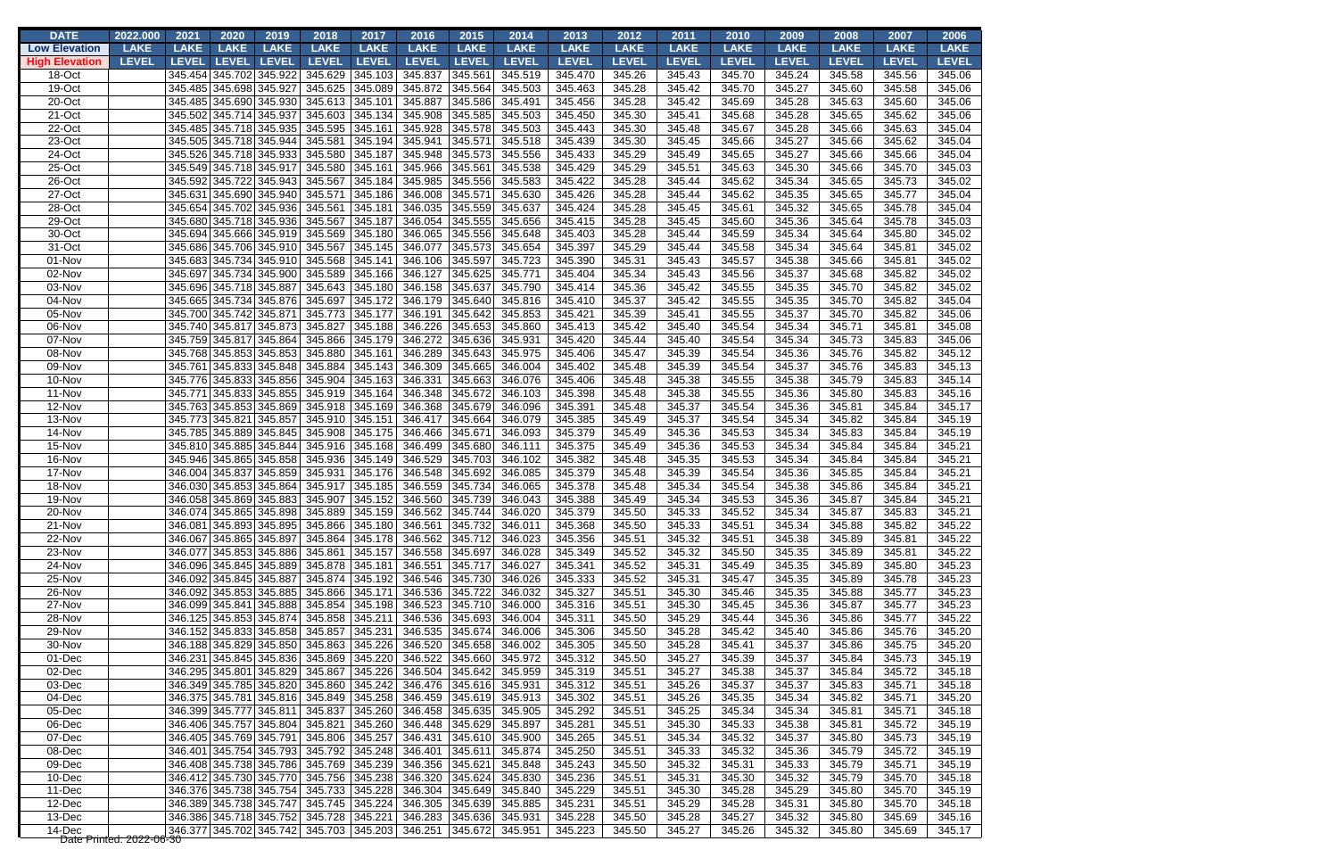| DATE | 2022.000 | 2021 | 2020 | 2019 | 2018 | 2017 | 2016 | 2015 | 2014 | 2013 | 2012 | 2011 | 2010 | 2009 | 2008 | 2007 | 2006 |
|---|---|---|---|---|---|---|---|---|---|---|---|---|---|---|---|---|---|
| Low Elevation | LAKE | LAKE | LAKE | LAKE | LAKE | LAKE | LAKE | LAKE | LAKE | LAKE | LAKE | LAKE | LAKE | LAKE | LAKE | LAKE | LAKE |
| High Elevation | LEVEL | LEVEL | LEVEL | LEVEL | LEVEL | LEVEL | LEVEL | LEVEL | LEVEL | LEVEL | LEVEL | LEVEL | LEVEL | LEVEL | LEVEL | LEVEL | LEVEL |
| 18-Oct | | 345.454 | 345.702 | 345.922 | 345.629 | 345.103 | 345.837 | 345.561 | 345.519 | 345.470 | 345.26 | 345.43 | 345.70 | 345.24 | 345.58 | 345.56 | 345.06 |
| 19-Oct | | 345.485 | 345.698 | 345.927 | 345.625 | 345.089 | 345.872 | 345.564 | 345.503 | 345.463 | 345.28 | 345.42 | 345.70 | 345.27 | 345.60 | 345.58 | 345.06 |
| 20-Oct | | 345.485 | 345.690 | 345.930 | 345.613 | 345.101 | 345.887 | 345.586 | 345.491 | 345.456 | 345.28 | 345.42 | 345.69 | 345.28 | 345.63 | 345.60 | 345.06 |
| 21-Oct | | 345.502 | 345.714 | 345.937 | 345.603 | 345.134 | 345.908 | 345.585 | 345.503 | 345.450 | 345.30 | 345.41 | 345.68 | 345.28 | 345.65 | 345.62 | 345.06 |
| 22-Oct | | 345.485 | 345.718 | 345.935 | 345.595 | 345.161 | 345.928 | 345.578 | 345.503 | 345.443 | 345.30 | 345.48 | 345.67 | 345.28 | 345.66 | 345.63 | 345.04 |
| 23-Oct | | 345.505 | 345.718 | 345.944 | 345.581 | 345.194 | 345.941 | 345.571 | 345.518 | 345.439 | 345.30 | 345.45 | 345.66 | 345.27 | 345.66 | 345.62 | 345.04 |
| 24-Oct | | 345.526 | 345.718 | 345.933 | 345.580 | 345.187 | 345.948 | 345.573 | 345.556 | 345.433 | 345.29 | 345.49 | 345.65 | 345.27 | 345.66 | 345.66 | 345.04 |
| 25-Oct | | 345.549 | 345.718 | 345.917 | 345.580 | 345.161 | 345.966 | 345.561 | 345.538 | 345.429 | 345.29 | 345.51 | 345.63 | 345.30 | 345.66 | 345.70 | 345.03 |
| 26-Oct | | 345.592 | 345.722 | 345.943 | 345.567 | 345.184 | 345.985 | 345.556 | 345.583 | 345.422 | 345.28 | 345.44 | 345.62 | 345.34 | 345.65 | 345.73 | 345.02 |
| 27-Oct | | 345.631 | 345.690 | 345.940 | 345.571 | 345.186 | 346.008 | 345.571 | 345.630 | 345.426 | 345.28 | 345.44 | 345.62 | 345.35 | 345.65 | 345.77 | 345.04 |
| 28-Oct | | 345.654 | 345.702 | 345.936 | 345.561 | 345.181 | 346.035 | 345.559 | 345.637 | 345.424 | 345.28 | 345.45 | 345.61 | 345.32 | 345.65 | 345.78 | 345.04 |
| 29-Oct | | 345.680 | 345.718 | 345.936 | 345.567 | 345.187 | 346.054 | 345.555 | 345.656 | 345.415 | 345.28 | 345.45 | 345.60 | 345.36 | 345.64 | 345.78 | 345.03 |
| 30-Oct | | 345.694 | 345.666 | 345.919 | 345.569 | 345.180 | 346.065 | 345.556 | 345.648 | 345.403 | 345.28 | 345.44 | 345.59 | 345.34 | 345.64 | 345.80 | 345.02 |
| 31-Oct | | 345.686 | 345.706 | 345.910 | 345.567 | 345.145 | 346.077 | 345.573 | 345.654 | 345.397 | 345.29 | 345.44 | 345.58 | 345.34 | 345.64 | 345.81 | 345.02 |
| 01-Nov | | 345.683 | 345.734 | 345.910 | 345.568 | 345.141 | 346.106 | 345.597 | 345.723 | 345.390 | 345.31 | 345.43 | 345.57 | 345.38 | 345.66 | 345.81 | 345.02 |
| 02-Nov | | 345.697 | 345.734 | 345.900 | 345.589 | 345.166 | 346.127 | 345.625 | 345.771 | 345.404 | 345.34 | 345.43 | 345.56 | 345.37 | 345.68 | 345.82 | 345.02 |
| 03-Nov | | 345.696 | 345.718 | 345.887 | 345.643 | 345.180 | 346.158 | 345.637 | 345.790 | 345.414 | 345.36 | 345.42 | 345.55 | 345.35 | 345.70 | 345.82 | 345.02 |
| 04-Nov | | 345.665 | 345.734 | 345.876 | 345.697 | 345.172 | 346.179 | 345.640 | 345.816 | 345.410 | 345.37 | 345.42 | 345.55 | 345.35 | 345.70 | 345.82 | 345.04 |
| 05-Nov | | 345.700 | 345.742 | 345.871 | 345.773 | 345.177 | 346.191 | 345.642 | 345.853 | 345.421 | 345.39 | 345.41 | 345.55 | 345.37 | 345.70 | 345.82 | 345.06 |
| 06-Nov | | 345.740 | 345.817 | 345.873 | 345.827 | 345.188 | 346.226 | 345.653 | 345.860 | 345.413 | 345.42 | 345.40 | 345.54 | 345.34 | 345.71 | 345.81 | 345.08 |
| 07-Nov | | 345.759 | 345.817 | 345.864 | 345.866 | 345.179 | 346.272 | 345.636 | 345.931 | 345.420 | 345.44 | 345.40 | 345.54 | 345.34 | 345.73 | 345.83 | 345.06 |
| 08-Nov | | 345.768 | 345.853 | 345.853 | 345.880 | 345.161 | 346.289 | 345.643 | 345.975 | 345.406 | 345.47 | 345.39 | 345.54 | 345.36 | 345.76 | 345.82 | 345.12 |
| 09-Nov | | 345.761 | 345.833 | 345.848 | 345.884 | 345.143 | 346.309 | 345.665 | 346.004 | 345.402 | 345.48 | 345.39 | 345.54 | 345.37 | 345.76 | 345.83 | 345.13 |
| 10-Nov | | 345.776 | 345.833 | 345.856 | 345.904 | 345.163 | 346.331 | 345.663 | 346.076 | 345.406 | 345.48 | 345.38 | 345.55 | 345.38 | 345.79 | 345.83 | 345.14 |
| 11-Nov | | 345.771 | 345.833 | 345.855 | 345.919 | 345.164 | 346.348 | 345.672 | 346.103 | 345.398 | 345.48 | 345.38 | 345.55 | 345.36 | 345.80 | 345.83 | 345.16 |
| 12-Nov | | 345.763 | 345.853 | 345.869 | 345.918 | 345.169 | 346.368 | 345.679 | 346.096 | 345.391 | 345.48 | 345.37 | 345.54 | 345.36 | 345.81 | 345.84 | 345.17 |
| 13-Nov | | 345.773 | 345.821 | 345.857 | 345.910 | 345.151 | 346.417 | 345.664 | 346.079 | 345.385 | 345.49 | 345.37 | 345.54 | 345.34 | 345.82 | 345.84 | 345.19 |
| 14-Nov | | 345.785 | 345.889 | 345.845 | 345.908 | 345.175 | 346.466 | 345.671 | 346.093 | 345.379 | 345.49 | 345.36 | 345.53 | 345.34 | 345.83 | 345.84 | 345.19 |
| 15-Nov | | 345.810 | 345.885 | 345.844 | 345.916 | 345.168 | 346.499 | 345.680 | 346.111 | 345.375 | 345.49 | 345.36 | 345.53 | 345.34 | 345.84 | 345.84 | 345.21 |
| 16-Nov | | 345.946 | 345.865 | 345.858 | 345.936 | 345.149 | 346.529 | 345.703 | 346.102 | 345.382 | 345.48 | 345.35 | 345.53 | 345.34 | 345.84 | 345.84 | 345.21 |
| 17-Nov | | 346.004 | 345.837 | 345.859 | 345.931 | 345.176 | 346.548 | 345.692 | 346.085 | 345.379 | 345.48 | 345.39 | 345.54 | 345.36 | 345.85 | 345.84 | 345.21 |
| 18-Nov | | 346.030 | 345.853 | 345.864 | 345.917 | 345.185 | 346.559 | 345.734 | 346.065 | 345.378 | 345.48 | 345.34 | 345.54 | 345.38 | 345.86 | 345.84 | 345.21 |
| 19-Nov | | 346.058 | 345.869 | 345.883 | 345.907 | 345.152 | 346.560 | 345.739 | 346.043 | 345.388 | 345.49 | 345.34 | 345.53 | 345.36 | 345.87 | 345.84 | 345.21 |
| 20-Nov | | 346.074 | 345.865 | 345.898 | 345.889 | 345.159 | 346.562 | 345.744 | 346.020 | 345.379 | 345.50 | 345.33 | 345.52 | 345.34 | 345.87 | 345.83 | 345.21 |
| 21-Nov | | 346.081 | 345.893 | 345.895 | 345.866 | 345.180 | 346.561 | 345.732 | 346.011 | 345.368 | 345.50 | 345.33 | 345.51 | 345.34 | 345.88 | 345.82 | 345.22 |
| 22-Nov | | 346.067 | 345.865 | 345.897 | 345.864 | 345.178 | 346.562 | 345.712 | 346.023 | 345.356 | 345.51 | 345.32 | 345.51 | 345.38 | 345.89 | 345.81 | 345.22 |
| 23-Nov | | 346.077 | 345.853 | 345.886 | 345.861 | 345.157 | 346.558 | 345.697 | 346.028 | 345.349 | 345.52 | 345.32 | 345.50 | 345.35 | 345.89 | 345.81 | 345.22 |
| 24-Nov | | 346.096 | 345.845 | 345.889 | 345.878 | 345.181 | 346.551 | 345.717 | 346.027 | 345.341 | 345.52 | 345.31 | 345.49 | 345.35 | 345.89 | 345.80 | 345.23 |
| 25-Nov | | 346.092 | 345.845 | 345.887 | 345.874 | 345.192 | 346.546 | 345.730 | 346.026 | 345.333 | 345.52 | 345.31 | 345.47 | 345.35 | 345.89 | 345.78 | 345.23 |
| 26-Nov | | 346.092 | 345.853 | 345.885 | 345.866 | 345.171 | 346.536 | 345.722 | 346.032 | 345.327 | 345.51 | 345.30 | 345.46 | 345.35 | 345.88 | 345.77 | 345.23 |
| 27-Nov | | 346.099 | 345.841 | 345.888 | 345.854 | 345.198 | 346.523 | 345.710 | 346.000 | 345.316 | 345.51 | 345.30 | 345.45 | 345.36 | 345.87 | 345.77 | 345.23 |
| 28-Nov | | 346.125 | 345.853 | 345.874 | 345.858 | 345.211 | 346.536 | 345.693 | 346.004 | 345.311 | 345.50 | 345.29 | 345.44 | 345.36 | 345.86 | 345.77 | 345.22 |
| 29-Nov | | 346.152 | 345.833 | 345.858 | 345.857 | 345.231 | 346.535 | 345.674 | 346.006 | 345.306 | 345.50 | 345.28 | 345.42 | 345.40 | 345.86 | 345.76 | 345.20 |
| 30-Nov | | 346.188 | 345.829 | 345.850 | 345.863 | 345.226 | 346.520 | 345.658 | 346.002 | 345.305 | 345.50 | 345.28 | 345.41 | 345.37 | 345.86 | 345.75 | 345.20 |
| 01-Dec | | 346.231 | 345.845 | 345.836 | 345.869 | 345.220 | 346.522 | 345.660 | 345.972 | 345.312 | 345.50 | 345.27 | 345.39 | 345.37 | 345.84 | 345.73 | 345.19 |
| 02-Dec | | 346.295 | 345.801 | 345.829 | 345.867 | 345.226 | 346.504 | 345.642 | 345.959 | 345.319 | 345.51 | 345.27 | 345.38 | 345.37 | 345.84 | 345.72 | 345.18 |
| 03-Dec | | 346.349 | 345.785 | 345.820 | 345.860 | 345.242 | 346.476 | 345.616 | 345.931 | 345.312 | 345.51 | 345.26 | 345.37 | 345.37 | 345.83 | 345.71 | 345.18 |
| 04-Dec | | 346.375 | 345.781 | 345.816 | 345.849 | 345.258 | 346.459 | 345.619 | 345.913 | 345.302 | 345.51 | 345.26 | 345.35 | 345.34 | 345.82 | 345.71 | 345.20 |
| 05-Dec | | 346.399 | 345.777 | 345.811 | 345.837 | 345.260 | 346.458 | 345.635 | 345.905 | 345.292 | 345.51 | 345.25 | 345.34 | 345.34 | 345.81 | 345.71 | 345.18 |
| 06-Dec | | 346.406 | 345.757 | 345.804 | 345.821 | 345.260 | 346.448 | 345.629 | 345.897 | 345.281 | 345.51 | 345.30 | 345.33 | 345.38 | 345.81 | 345.72 | 345.19 |
| 07-Dec | | 346.405 | 345.769 | 345.791 | 345.806 | 345.257 | 346.431 | 345.610 | 345.900 | 345.265 | 345.51 | 345.34 | 345.32 | 345.37 | 345.80 | 345.73 | 345.19 |
| 08-Dec | | 346.401 | 345.754 | 345.793 | 345.792 | 345.248 | 346.401 | 345.611 | 345.874 | 345.250 | 345.51 | 345.33 | 345.32 | 345.36 | 345.79 | 345.72 | 345.19 |
| 09-Dec | | 346.408 | 345.738 | 345.786 | 345.769 | 345.239 | 346.356 | 345.621 | 345.848 | 345.243 | 345.50 | 345.32 | 345.31 | 345.33 | 345.79 | 345.71 | 345.19 |
| 10-Dec | | 346.412 | 345.730 | 345.770 | 345.756 | 345.238 | 346.320 | 345.624 | 345.830 | 345.236 | 345.51 | 345.31 | 345.30 | 345.32 | 345.79 | 345.70 | 345.18 |
| 11-Dec | | 346.376 | 345.738 | 345.754 | 345.733 | 345.228 | 346.304 | 345.649 | 345.840 | 345.229 | 345.51 | 345.30 | 345.28 | 345.29 | 345.80 | 345.70 | 345.19 |
| 12-Dec | | 346.389 | 345.738 | 345.747 | 345.745 | 345.224 | 346.305 | 345.639 | 345.885 | 345.231 | 345.51 | 345.29 | 345.28 | 345.31 | 345.80 | 345.70 | 345.18 |
| 13-Dec | | 346.386 | 345.718 | 345.752 | 345.728 | 345.221 | 346.283 | 345.636 | 345.931 | 345.228 | 345.50 | 345.28 | 345.27 | 345.32 | 345.80 | 345.69 | 345.16 |
| 14-Dec | | 346.377 | 345.702 | 345.742 | 345.703 | 345.203 | 346.251 | 345.672 | 345.951 | 345.223 | 345.50 | 345.27 | 345.26 | 345.32 | 345.80 | 345.69 | 345.17 |

Date Printed: 2022-06-30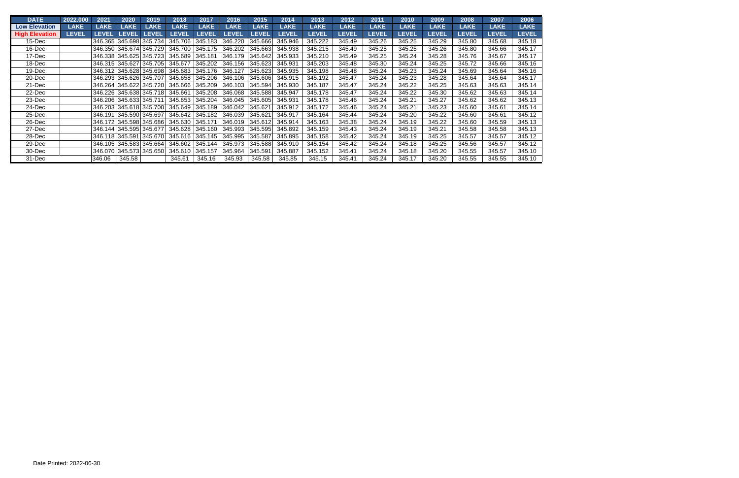| DATE | 2022.000 | 2021 | 2020 | 2019 | 2018 | 2017 | 2016 | 2015 | 2014 | 2013 | 2012 | 2011 | 2010 | 2009 | 2008 | 2007 | 2006 |
|---|---|---|---|---|---|---|---|---|---|---|---|---|---|---|---|---|---|
| Low Elevation | LAKE | LAKE | LAKE | LAKE | LAKE | LAKE | LAKE | LAKE | LAKE | LAKE | LAKE | LAKE | LAKE | LAKE | LAKE | LAKE | LAKE |
| High Elevation | LEVEL | LEVEL | LEVEL | LEVEL | LEVEL | LEVEL | LEVEL | LEVEL | LEVEL | LEVEL | LEVEL | LEVEL | LEVEL | LEVEL | LEVEL | LEVEL | LEVEL |
| 15-Dec | | 346.365 | 345.698 | 345.734 | 345.706 | 345.183 | 346.220 | 345.666 | 345.946 | 345.222 | 345.49 | 345.26 | 345.25 | 345.29 | 345.80 | 345.68 | 345.18 |
| 16-Dec | | 346.350 | 345.674 | 345.729 | 345.700 | 345.175 | 346.202 | 345.663 | 345.938 | 345.215 | 345.49 | 345.25 | 345.25 | 345.26 | 345.80 | 345.66 | 345.17 |
| 17-Dec | | 346.338 | 345.625 | 345.723 | 345.689 | 345.181 | 346.179 | 345.642 | 345.933 | 345.210 | 345.49 | 345.25 | 345.24 | 345.28 | 345.76 | 345.67 | 345.17 |
| 18-Dec | | 346.315 | 345.627 | 345.705 | 345.677 | 345.202 | 346.156 | 345.623 | 345.931 | 345.203 | 345.48 | 345.30 | 345.24 | 345.25 | 345.72 | 345.66 | 345.16 |
| 19-Dec | | 346.312 | 345.628 | 345.698 | 345.683 | 345.176 | 346.127 | 345.623 | 345.935 | 345.198 | 345.48 | 345.24 | 345.23 | 345.24 | 345.69 | 345.64 | 345.16 |
| 20-Dec | | 346.293 | 345.626 | 345.707 | 345.658 | 345.206 | 346.106 | 345.606 | 345.915 | 345.192 | 345.47 | 345.24 | 345.23 | 345.28 | 345.64 | 345.64 | 345.17 |
| 21-Dec | | 346.264 | 345.622 | 345.720 | 345.666 | 345.209 | 346.103 | 345.594 | 345.930 | 345.187 | 345.47 | 345.24 | 345.22 | 345.25 | 345.63 | 345.63 | 345.14 |
| 22-Dec | | 346.226 | 345.638 | 345.718 | 345.661 | 345.208 | 346.068 | 345.588 | 345.947 | 345.178 | 345.47 | 345.24 | 345.22 | 345.30 | 345.62 | 345.63 | 345.14 |
| 23-Dec | | 346.206 | 345.633 | 345.711 | 345.653 | 345.204 | 346.045 | 345.605 | 345.931 | 345.178 | 345.46 | 345.24 | 345.21 | 345.27 | 345.62 | 345.62 | 345.13 |
| 24-Dec | | 346.203 | 345.618 | 345.700 | 345.649 | 345.189 | 346.042 | 345.621 | 345.912 | 345.172 | 345.46 | 345.24 | 345.21 | 345.23 | 345.60 | 345.61 | 345.14 |
| 25-Dec | | 346.191 | 345.590 | 345.697 | 345.642 | 345.182 | 346.039 | 345.621 | 345.917 | 345.164 | 345.44 | 345.24 | 345.20 | 345.22 | 345.60 | 345.61 | 345.12 |
| 26-Dec | | 346.172 | 345.598 | 345.686 | 345.630 | 345.171 | 346.019 | 345.612 | 345.914 | 345.163 | 345.38 | 345.24 | 345.19 | 345.22 | 345.60 | 345.59 | 345.13 |
| 27-Dec | | 346.144 | 345.595 | 345.677 | 345.628 | 345.160 | 345.993 | 345.595 | 345.892 | 345.159 | 345.43 | 345.24 | 345.19 | 345.21 | 345.58 | 345.58 | 345.13 |
| 28-Dec | | 346.118 | 345.591 | 345.670 | 345.616 | 345.145 | 345.995 | 345.587 | 345.895 | 345.158 | 345.42 | 345.24 | 345.19 | 345.25 | 345.57 | 345.57 | 345.12 |
| 29-Dec | | 346.105 | 345.583 | 345.664 | 345.602 | 345.144 | 345.973 | 345.588 | 345.910 | 345.154 | 345.42 | 345.24 | 345.18 | 345.25 | 345.56 | 345.57 | 345.12 |
| 30-Dec | | 346.070 | 345.573 | 345.650 | 345.610 | 345.157 | 345.964 | 345.591 | 345.887 | 345.152 | 345.41 | 345.24 | 345.18 | 345.20 | 345.55 | 345.57 | 345.10 |
| 31-Dec | | 346.06 | 345.58 | | 345.61 | 345.16 | 345.93 | 345.58 | 345.85 | 345.15 | 345.41 | 345.24 | 345.17 | 345.20 | 345.55 | 345.55 | 345.10 |

Date Printed: 2022-06-30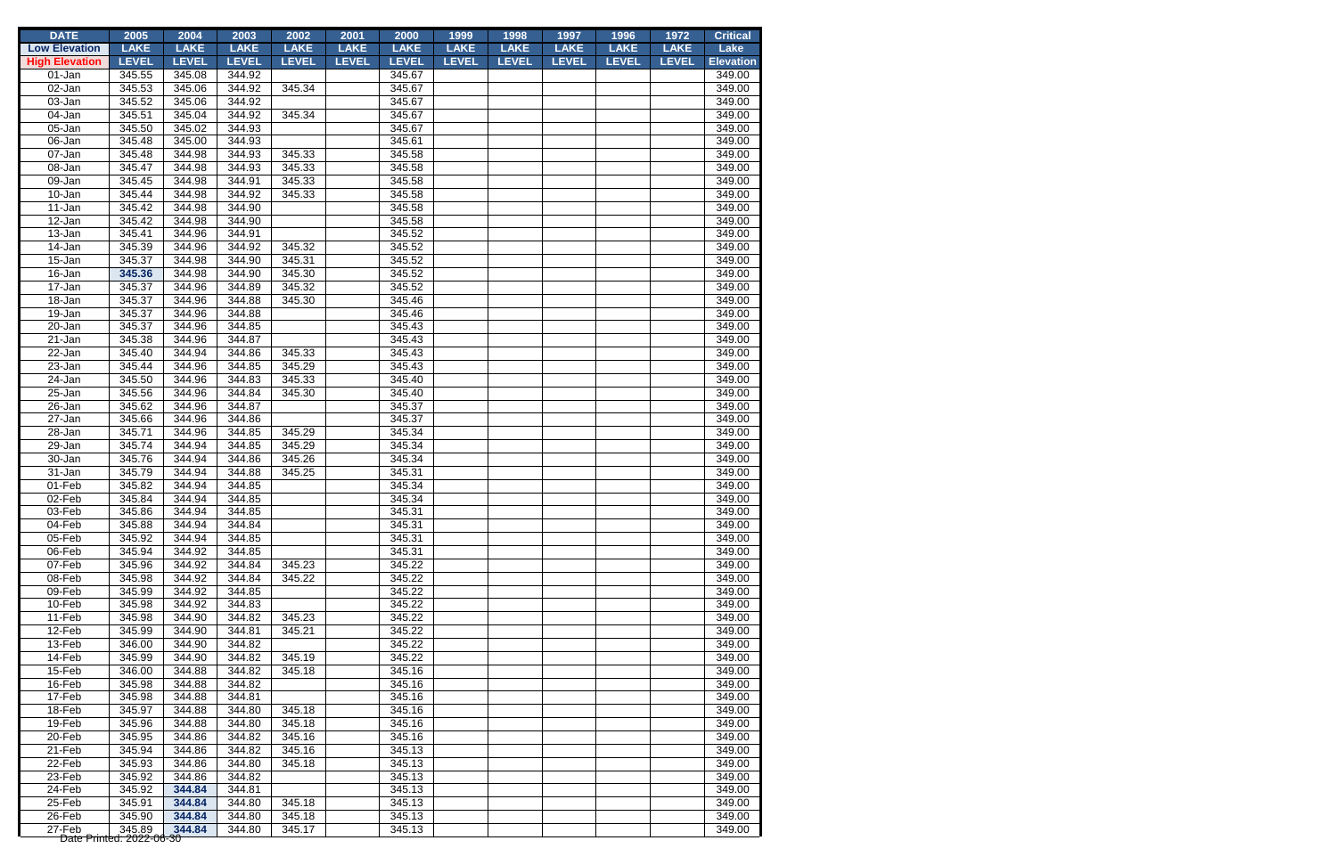| DATE | 2005 | 2004 | 2003 | 2002 | 2001 | 2000 | 1999 | 1998 | 1997 | 1996 | 1972 | Critical |
|---|---|---|---|---|---|---|---|---|---|---|---|---|
| Low Elevation | LAKE | LAKE | LAKE | LAKE | LAKE | LAKE | LAKE | LAKE | LAKE | LAKE | LAKE | Lake |
| High Elevation | LEVEL | LEVEL | LEVEL | LEVEL | LEVEL | LEVEL | LEVEL | LEVEL | LEVEL | LEVEL | LEVEL | Elevation |
| 01-Jan | 345.55 | 345.08 | 344.92 | | | 345.67 | | | | | | 349.00 |
| 02-Jan | 345.53 | 345.06 | 344.92 | 345.34 | | 345.67 | | | | | | 349.00 |
| 03-Jan | 345.52 | 345.06 | 344.92 | | | 345.67 | | | | | | 349.00 |
| 04-Jan | 345.51 | 345.04 | 344.92 | 345.34 | | 345.67 | | | | | | 349.00 |
| 05-Jan | 345.50 | 345.02 | 344.93 | | | 345.67 | | | | | | 349.00 |
| 06-Jan | 345.48 | 345.00 | 344.93 | | | 345.61 | | | | | | 349.00 |
| 07-Jan | 345.48 | 344.98 | 344.93 | 345.33 | | 345.58 | | | | | | 349.00 |
| 08-Jan | 345.47 | 344.98 | 344.93 | 345.33 | | 345.58 | | | | | | 349.00 |
| 09-Jan | 345.45 | 344.98 | 344.91 | 345.33 | | 345.58 | | | | | | 349.00 |
| 10-Jan | 345.44 | 344.98 | 344.92 | 345.33 | | 345.58 | | | | | | 349.00 |
| 11-Jan | 345.42 | 344.98 | 344.90 | | | 345.58 | | | | | | 349.00 |
| 12-Jan | 345.42 | 344.98 | 344.90 | | | 345.58 | | | | | | 349.00 |
| 13-Jan | 345.41 | 344.96 | 344.91 | | | 345.52 | | | | | | 349.00 |
| 14-Jan | 345.39 | 344.96 | 344.92 | 345.32 | | 345.52 | | | | | | 349.00 |
| 15-Jan | 345.37 | 344.98 | 344.90 | 345.31 | | 345.52 | | | | | | 349.00 |
| 16-Jan | **345.36** | 344.98 | 344.90 | 345.30 | | 345.52 | | | | | | 349.00 |
| 17-Jan | 345.37 | 344.96 | 344.89 | 345.32 | | 345.52 | | | | | | 349.00 |
| 18-Jan | 345.37 | 344.96 | 344.88 | 345.30 | | 345.46 | | | | | | 349.00 |
| 19-Jan | 345.37 | 344.96 | 344.88 | | | 345.46 | | | | | | 349.00 |
| 20-Jan | 345.37 | 344.96 | 344.85 | | | 345.43 | | | | | | 349.00 |
| 21-Jan | 345.38 | 344.96 | 344.87 | | | 345.43 | | | | | | 349.00 |
| 22-Jan | 345.40 | 344.94 | 344.86 | 345.33 | | 345.43 | | | | | | 349.00 |
| 23-Jan | 345.44 | 344.96 | 344.85 | 345.29 | | 345.43 | | | | | | 349.00 |
| 24-Jan | 345.50 | 344.96 | 344.83 | 345.33 | | 345.40 | | | | | | 349.00 |
| 25-Jan | 345.56 | 344.96 | 344.84 | 345.30 | | 345.40 | | | | | | 349.00 |
| 26-Jan | 345.62 | 344.96 | 344.87 | | | 345.37 | | | | | | 349.00 |
| 27-Jan | 345.66 | 344.96 | 344.86 | | | 345.37 | | | | | | 349.00 |
| 28-Jan | 345.71 | 344.96 | 344.85 | 345.29 | | 345.34 | | | | | | 349.00 |
| 29-Jan | 345.74 | 344.94 | 344.85 | 345.29 | | 345.34 | | | | | | 349.00 |
| 30-Jan | 345.76 | 344.94 | 344.86 | 345.26 | | 345.34 | | | | | | 349.00 |
| 31-Jan | 345.79 | 344.94 | 344.88 | 345.25 | | 345.31 | | | | | | 349.00 |
| 01-Feb | 345.82 | 344.94 | 344.85 | | | 345.34 | | | | | | 349.00 |
| 02-Feb | 345.84 | 344.94 | 344.85 | | | 345.34 | | | | | | 349.00 |
| 03-Feb | 345.86 | 344.94 | 344.85 | | | 345.31 | | | | | | 349.00 |
| 04-Feb | 345.88 | 344.94 | 344.84 | | | 345.31 | | | | | | 349.00 |
| 05-Feb | 345.92 | 344.94 | 344.85 | | | 345.31 | | | | | | 349.00 |
| 06-Feb | 345.94 | 344.92 | 344.85 | | | 345.31 | | | | | | 349.00 |
| 07-Feb | 345.96 | 344.92 | 344.84 | 345.23 | | 345.22 | | | | | | 349.00 |
| 08-Feb | 345.98 | 344.92 | 344.84 | 345.22 | | 345.22 | | | | | | 349.00 |
| 09-Feb | 345.99 | 344.92 | 344.85 | | | 345.22 | | | | | | 349.00 |
| 10-Feb | 345.98 | 344.92 | 344.83 | | | 345.22 | | | | | | 349.00 |
| 11-Feb | 345.98 | 344.90 | 344.82 | 345.23 | | 345.22 | | | | | | 349.00 |
| 12-Feb | 345.99 | 344.90 | 344.81 | 345.21 | | 345.22 | | | | | | 349.00 |
| 13-Feb | 346.00 | 344.90 | 344.82 | | | 345.22 | | | | | | 349.00 |
| 14-Feb | 345.99 | 344.90 | 344.82 | 345.19 | | 345.22 | | | | | | 349.00 |
| 15-Feb | 346.00 | 344.88 | 344.82 | 345.18 | | 345.16 | | | | | | 349.00 |
| 16-Feb | 345.98 | 344.88 | 344.82 | | | 345.16 | | | | | | 349.00 |
| 17-Feb | 345.98 | 344.88 | 344.81 | | | 345.16 | | | | | | 349.00 |
| 18-Feb | 345.97 | 344.88 | 344.80 | 345.18 | | 345.16 | | | | | | 349.00 |
| 19-Feb | 345.96 | 344.88 | 344.80 | 345.18 | | 345.16 | | | | | | 349.00 |
| 20-Feb | 345.95 | 344.86 | 344.82 | 345.16 | | 345.16 | | | | | | 349.00 |
| 21-Feb | 345.94 | 344.86 | 344.82 | 345.16 | | 345.13 | | | | | | 349.00 |
| 22-Feb | 345.93 | 344.86 | 344.80 | 345.18 | | 345.13 | | | | | | 349.00 |
| 23-Feb | 345.92 | 344.86 | 344.82 | | | 345.13 | | | | | | 349.00 |
| 24-Feb | 345.92 | **344.84** | 344.81 | | | 345.13 | | | | | | 349.00 |
| 25-Feb | 345.91 | **344.84** | 344.80 | 345.18 | | 345.13 | | | | | | 349.00 |
| 26-Feb | 345.90 | **344.84** | 344.80 | 345.18 | | 345.13 | | | | | | 349.00 |
| 27-Feb | 345.89 | **344.84** | 344.80 | 345.17 | | 345.13 | | | | | | 349.00 |

Date Printed: 2022-06-30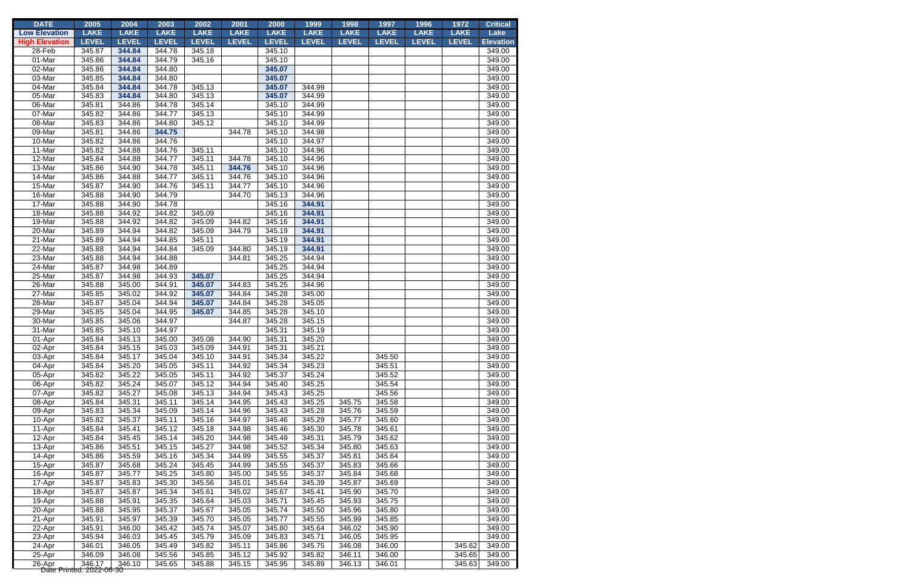| DATE | 2005 | 2004 | 2003 | 2002 | 2001 | 2000 | 1999 | 1998 | 1997 | 1996 | 1972 | Critical |
|---|---|---|---|---|---|---|---|---|---|---|---|---|
| Low Elevation | LAKE | LAKE | LAKE | LAKE | LAKE | LAKE | LAKE | LAKE | LAKE | LAKE | LAKE | Lake |
| High Elevation | LEVEL | LEVEL | LEVEL | LEVEL | LEVEL | LEVEL | LEVEL | LEVEL | LEVEL | LEVEL | LEVEL | Elevation |
| 28-Feb | 345.87 | **344.84** | 344.78 | 345.18 | | 345.10 | | | | | | 349.00 |
| 01-Mar | 345.86 | **344.84** | 344.79 | 345.16 | | 345.10 | | | | | | 349.00 |
| 02-Mar | 345.86 | **344.84** | 344.80 | | | **345.07** | | | | | | 349.00 |
| 03-Mar | 345.85 | **344.84** | 344.80 | | | **345.07** | | | | | | 349.00 |
| 04-Mar | 345.84 | **344.84** | 344.78 | 345.13 | | **345.07** | 344.99 | | | | | 349.00 |
| 05-Mar | 345.83 | **344.84** | 344.80 | 345.13 | | **345.07** | 344.99 | | | | | 349.00 |
| 06-Mar | 345.81 | 344.86 | 344.78 | 345.14 | | 345.10 | 344.99 | | | | | 349.00 |
| 07-Mar | 345.82 | 344.86 | 344.77 | 345.13 | | 345.10 | 344.99 | | | | | 349.00 |
| 08-Mar | 345.83 | 344.86 | 344.80 | 345.12 | | 345.10 | 344.99 | | | | | 349.00 |
| 09-Mar | 345.81 | 344.86 | **344.75** | | 344.78 | 345.10 | 344.98 | | | | | 349.00 |
| 10-Mar | 345.82 | 344.86 | 344.76 | | | 345.10 | 344.97 | | | | | 349.00 |
| 11-Mar | 345.82 | 344.88 | 344.76 | 345.11 | | 345.10 | 344.96 | | | | | 349.00 |
| 12-Mar | 345.84 | 344.88 | 344.77 | 345.11 | 344.78 | 345.10 | 344.96 | | | | | 349.00 |
| 13-Mar | 345.86 | 344.90 | 344.78 | 345.11 | **344.76** | 345.10 | 344.96 | | | | | 349.00 |
| 14-Mar | 345.86 | 344.88 | 344.77 | 345.11 | 344.76 | 345.10 | 344.96 | | | | | 349.00 |
| 15-Mar | 345.87 | 344.90 | 344.76 | 345.11 | 344.77 | 345.10 | 344.96 | | | | | 349.00 |
| 16-Mar | 345.88 | 344.90 | 344.79 | | 344.70 | 345.13 | 344.96 | | | | | 349.00 |
| 17-Mar | 345.88 | 344.90 | 344.78 | | | 345.16 | **344.91** | | | | | 349.00 |
| 18-Mar | 345.88 | 344.92 | 344.82 | 345.09 | | 345.16 | **344.91** | | | | | 349.00 |
| 19-Mar | 345.88 | 344.92 | 344.82 | 345.09 | 344.82 | 345.16 | **344.91** | | | | | 349.00 |
| 20-Mar | 345.89 | 344.94 | 344.82 | 345.09 | 344.79 | 345.19 | **344.91** | | | | | 349.00 |
| 21-Mar | 345.89 | 344.94 | 344.85 | 345.11 | | 345.19 | **344.91** | | | | | 349.00 |
| 22-Mar | 345.88 | 344.94 | 344.84 | 345.09 | 344.80 | 345.19 | **344.91** | | | | | 349.00 |
| 23-Mar | 345.88 | 344.94 | 344.88 | | 344.81 | 345.25 | 344.94 | | | | | 349.00 |
| 24-Mar | 345.87 | 344.98 | 344.89 | | | 345.25 | 344.94 | | | | | 349.00 |
| 25-Mar | 345.87 | 344.98 | 344.93 | **345.07** | | 345.25 | 344.94 | | | | | 349.00 |
| 26-Mar | 345.88 | 345.00 | 344.91 | **345.07** | 344.83 | 345.25 | 344.96 | | | | | 349.00 |
| 27-Mar | 345.85 | 345.02 | 344.92 | **345.07** | 344.84 | 345.28 | 345.00 | | | | | 349.00 |
| 28-Mar | 345.87 | 345.04 | 344.94 | **345.07** | 344.84 | 345.28 | 345.05 | | | | | 349.00 |
| 29-Mar | 345.85 | 345.04 | 344.95 | **345.07** | 344.85 | 345.28 | 345.10 | | | | | 349.00 |
| 30-Mar | 345.85 | 345.06 | 344.97 | | 344.87 | 345.28 | 345.15 | | | | | 349.00 |
| 31-Mar | 345.85 | 345.10 | 344.97 | | | 345.31 | 345.19 | | | | | 349.00 |
| 01-Apr | 345.84 | 345.13 | 345.00 | 345.08 | 344.90 | 345.31 | 345.20 | | | | | 349.00 |
| 02-Apr | 345.84 | 345.15 | 345.03 | 345.09 | 344.91 | 345.31 | 345.21 | | | | | 349.00 |
| 03-Apr | 345.84 | 345.17 | 345.04 | 345.10 | 344.91 | 345.34 | 345.22 | | 345.50 | | | 349.00 |
| 04-Apr | 345.84 | 345.20 | 345.05 | 345.11 | 344.92 | 345.34 | 345.23 | | 345.51 | | | 349.00 |
| 05-Apr | 345.82 | 345.22 | 345.05 | 345.11 | 344.92 | 345.37 | 345.24 | | 345.52 | | | 349.00 |
| 06-Apr | 345.82 | 345.24 | 345.07 | 345.12 | 344.94 | 345.40 | 345.25 | | 345.54 | | | 349.00 |
| 07-Apr | 345.82 | 345.27 | 345.08 | 345.13 | 344.94 | 345.43 | 345.25 | | 345.56 | | | 349.00 |
| 08-Apr | 345.84 | 345.31 | 345.11 | 345.14 | 344.95 | 345.43 | 345.25 | 345.75 | 345.58 | | | 349.00 |
| 09-Apr | 345.83 | 345.34 | 345.09 | 345.14 | 344.96 | 345.43 | 345.28 | 345.76 | 345.59 | | | 349.00 |
| 10-Apr | 345.82 | 345.37 | 345.11 | 345.16 | 344.97 | 345.46 | 345.29 | 345.77 | 345.60 | | | 349.00 |
| 11-Apr | 345.84 | 345.41 | 345.12 | 345.18 | 344.98 | 345.46 | 345.30 | 345.78 | 345.61 | | | 349.00 |
| 12-Apr | 345.84 | 345.45 | 345.14 | 345.20 | 344.98 | 345.49 | 345.31 | 345.79 | 345.62 | | | 349.00 |
| 13-Apr | 345.86 | 345.51 | 345.15 | 345.27 | 344.98 | 345.52 | 345.34 | 345.80 | 345.63 | | | 349.00 |
| 14-Apr | 345.86 | 345.59 | 345.16 | 345.34 | 344.99 | 345.55 | 345.37 | 345.81 | 345.64 | | | 349.00 |
| 15-Apr | 345.87 | 345.68 | 345.24 | 345.45 | 344.99 | 345.55 | 345.37 | 345.83 | 345.66 | | | 349.00 |
| 16-Apr | 345.87 | 345.77 | 345.25 | 345.80 | 345.00 | 345.55 | 345.37 | 345.84 | 345.68 | | | 349.00 |
| 17-Apr | 345.87 | 345.83 | 345.30 | 345.56 | 345.01 | 345.64 | 345.39 | 345.87 | 345.69 | | | 349.00 |
| 18-Apr | 345.87 | 345.87 | 345.34 | 345.61 | 345.02 | 345.67 | 345.41 | 345.90 | 345.70 | | | 349.00 |
| 19-Apr | 345.88 | 345.91 | 345.35 | 345.64 | 345.03 | 345.71 | 345.45 | 345.93 | 345.75 | | | 349.00 |
| 20-Apr | 345.88 | 345.95 | 345.37 | 345.67 | 345.05 | 345.74 | 345.50 | 345.96 | 345.80 | | | 349.00 |
| 21-Apr | 345.91 | 345.97 | 345.39 | 345.70 | 345.05 | 345.77 | 345.55 | 345.99 | 345.85 | | | 349.00 |
| 22-Apr | 345.91 | 346.00 | 345.42 | 345.74 | 345.07 | 345.80 | 345.64 | 346.02 | 345.90 | | | 349.00 |
| 23-Apr | 345.94 | 346.03 | 345.45 | 345.79 | 345.09 | 345.83 | 345.71 | 346.05 | 345.95 | | | 349.00 |
| 24-Apr | 346.01 | 346.05 | 345.49 | 345.82 | 345.11 | 345.86 | 345.75 | 346.08 | 346.00 | | 345.62 | 349.00 |
| 25-Apr | 346.09 | 346.08 | 345.56 | 345.85 | 345.12 | 345.92 | 345.82 | 346.11 | 346.00 | | 345.65 | 349.00 |
| 26-Apr | 346.17 | 346.10 | 345.65 | 345.88 | 345.15 | 345.95 | 345.89 | 346.13 | 346.01 | | 345.63 | 349.00 |

Date Printed: 2022-06-30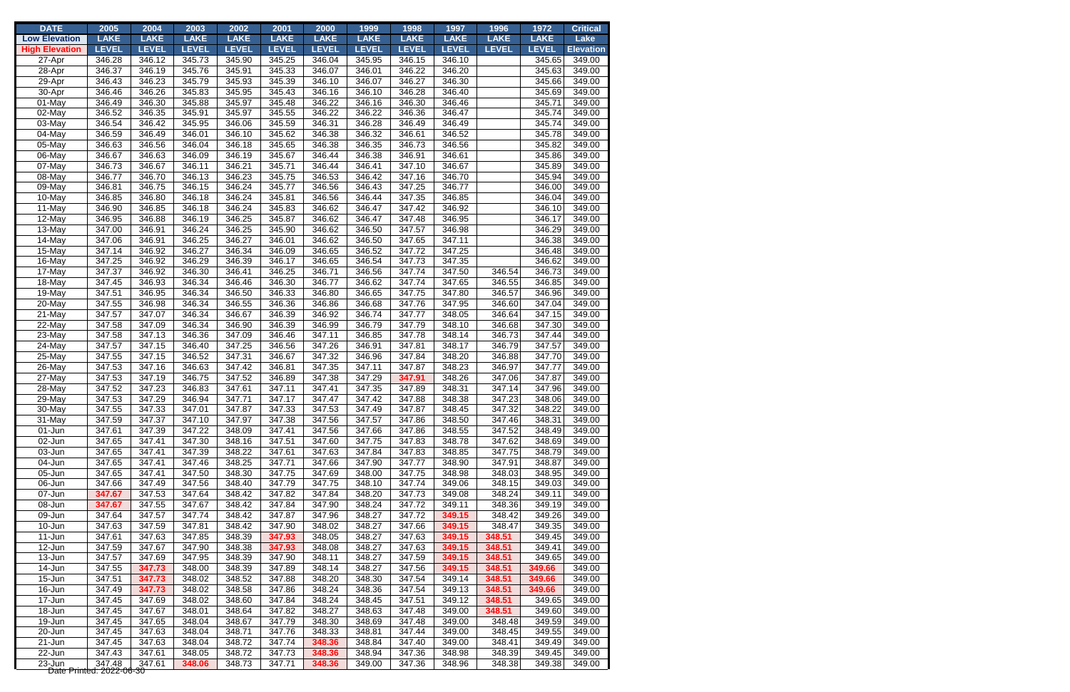| DATE | 2005 | 2004 | 2003 | 2002 | 2001 | 2000 | 1999 | 1998 | 1997 | 1996 | 1972 | Critical |
|---|---|---|---|---|---|---|---|---|---|---|---|---|
| Low Elevation | LAKE | LAKE | LAKE | LAKE | LAKE | LAKE | LAKE | LAKE | LAKE | LAKE | LAKE | Lake |
| High Elevation | LEVEL | LEVEL | LEVEL | LEVEL | LEVEL | LEVEL | LEVEL | LEVEL | LEVEL | LEVEL | LEVEL | Elevation |
| 27-Apr | 346.28 | 346.12 | 345.73 | 345.90 | 345.25 | 346.04 | 345.95 | 346.15 | 346.10 | | 345.65 | 349.00 |
| 28-Apr | 346.37 | 346.19 | 345.76 | 345.91 | 345.33 | 346.07 | 346.01 | 346.22 | 346.20 | | 345.63 | 349.00 |
| 29-Apr | 346.43 | 346.23 | 345.79 | 345.93 | 345.39 | 346.10 | 346.07 | 346.27 | 346.30 | | 345.66 | 349.00 |
| 30-Apr | 346.46 | 346.26 | 345.83 | 345.95 | 345.43 | 346.16 | 346.10 | 346.28 | 346.40 | | 345.69 | 349.00 |
| 01-May | 346.49 | 346.30 | 345.88 | 345.97 | 345.48 | 346.22 | 346.16 | 346.30 | 346.46 | | 345.71 | 349.00 |
| 02-May | 346.52 | 346.35 | 345.91 | 345.97 | 345.55 | 346.22 | 346.22 | 346.36 | 346.47 | | 345.74 | 349.00 |
| 03-May | 346.54 | 346.42 | 345.95 | 346.06 | 345.59 | 346.31 | 346.28 | 346.49 | 346.49 | | 345.74 | 349.00 |
| 04-May | 346.59 | 346.49 | 346.01 | 346.10 | 345.62 | 346.38 | 346.32 | 346.61 | 346.52 | | 345.78 | 349.00 |
| 05-May | 346.63 | 346.56 | 346.04 | 346.18 | 345.65 | 346.38 | 346.35 | 346.73 | 346.56 | | 345.82 | 349.00 |
| 06-May | 346.67 | 346.63 | 346.09 | 346.19 | 345.67 | 346.44 | 346.38 | 346.91 | 346.61 | | 345.86 | 349.00 |
| 07-May | 346.73 | 346.67 | 346.11 | 346.21 | 345.71 | 346.44 | 346.41 | 347.10 | 346.67 | | 345.89 | 349.00 |
| 08-May | 346.77 | 346.70 | 346.13 | 346.23 | 345.75 | 346.53 | 346.42 | 347.16 | 346.70 | | 345.94 | 349.00 |
| 09-May | 346.81 | 346.75 | 346.15 | 346.24 | 345.77 | 346.56 | 346.43 | 347.25 | 346.77 | | 346.00 | 349.00 |
| 10-May | 346.85 | 346.80 | 346.18 | 346.24 | 345.81 | 346.56 | 346.44 | 347.35 | 346.85 | | 346.04 | 349.00 |
| 11-May | 346.90 | 346.85 | 346.18 | 346.24 | 345.83 | 346.62 | 346.47 | 347.42 | 346.92 | | 346.10 | 349.00 |
| 12-May | 346.95 | 346.88 | 346.19 | 346.25 | 345.87 | 346.62 | 346.47 | 347.48 | 346.95 | | 346.17 | 349.00 |
| 13-May | 347.00 | 346.91 | 346.24 | 346.25 | 345.90 | 346.62 | 346.50 | 347.57 | 346.98 | | 346.29 | 349.00 |
| 14-May | 347.06 | 346.91 | 346.25 | 346.27 | 346.01 | 346.62 | 346.50 | 347.65 | 347.11 | | 346.38 | 349.00 |
| 15-May | 347.14 | 346.92 | 346.27 | 346.34 | 346.09 | 346.65 | 346.52 | 347.72 | 347.25 | | 346.48 | 349.00 |
| 16-May | 347.25 | 346.92 | 346.29 | 346.39 | 346.17 | 346.65 | 346.54 | 347.73 | 347.35 | | 346.62 | 349.00 |
| 17-May | 347.37 | 346.92 | 346.30 | 346.41 | 346.25 | 346.71 | 346.56 | 347.74 | 347.50 | 346.54 | 346.73 | 349.00 |
| 18-May | 347.45 | 346.93 | 346.34 | 346.46 | 346.30 | 346.77 | 346.62 | 347.74 | 347.65 | 346.55 | 346.85 | 349.00 |
| 19-May | 347.51 | 346.95 | 346.34 | 346.50 | 346.33 | 346.80 | 346.65 | 347.75 | 347.80 | 346.57 | 346.96 | 349.00 |
| 20-May | 347.55 | 346.98 | 346.34 | 346.55 | 346.36 | 346.86 | 346.68 | 347.76 | 347.95 | 346.60 | 347.04 | 349.00 |
| 21-May | 347.57 | 347.07 | 346.34 | 346.67 | 346.39 | 346.92 | 346.74 | 347.77 | 348.05 | 346.64 | 347.15 | 349.00 |
| 22-May | 347.58 | 347.09 | 346.34 | 346.90 | 346.39 | 346.99 | 346.79 | 347.79 | 348.10 | 346.68 | 347.30 | 349.00 |
| 23-May | 347.58 | 347.13 | 346.36 | 347.09 | 346.46 | 347.11 | 346.85 | 347.78 | 348.14 | 346.73 | 347.44 | 349.00 |
| 24-May | 347.57 | 347.15 | 346.40 | 347.25 | 346.56 | 347.26 | 346.91 | 347.81 | 348.17 | 346.79 | 347.57 | 349.00 |
| 25-May | 347.55 | 347.15 | 346.52 | 347.31 | 346.67 | 347.32 | 346.96 | 347.84 | 348.20 | 346.88 | 347.70 | 349.00 |
| 26-May | 347.53 | 347.16 | 346.63 | 347.42 | 346.81 | 347.35 | 347.11 | 347.87 | 348.23 | 346.97 | 347.77 | 349.00 |
| 27-May | 347.53 | 347.19 | 346.75 | 347.52 | 346.89 | 347.38 | 347.29 | **347.91** | 348.26 | 347.06 | 347.87 | 349.00 |
| 28-May | 347.52 | 347.23 | 346.83 | 347.61 | 347.11 | 347.41 | 347.35 | 347.89 | 348.31 | 347.14 | 347.96 | 349.00 |
| 29-May | 347.53 | 347.29 | 346.94 | 347.71 | 347.17 | 347.47 | 347.42 | 347.88 | 348.38 | 347.23 | 348.06 | 349.00 |
| 30-May | 347.55 | 347.33 | 347.01 | 347.87 | 347.33 | 347.53 | 347.49 | 347.87 | 348.45 | 347.32 | 348.22 | 349.00 |
| 31-May | 347.59 | 347.37 | 347.10 | 347.97 | 347.38 | 347.56 | 347.57 | 347.86 | 348.50 | 347.46 | 348.31 | 349.00 |
| 01-Jun | 347.61 | 347.39 | 347.22 | 348.09 | 347.41 | 347.56 | 347.66 | 347.86 | 348.55 | 347.52 | 348.49 | 349.00 |
| 02-Jun | 347.65 | 347.41 | 347.30 | 348.16 | 347.51 | 347.60 | 347.75 | 347.83 | 348.78 | 347.62 | 348.69 | 349.00 |
| 03-Jun | 347.65 | 347.41 | 347.39 | 348.22 | 347.61 | 347.63 | 347.84 | 347.83 | 348.85 | 347.75 | 348.79 | 349.00 |
| 04-Jun | 347.65 | 347.41 | 347.46 | 348.25 | 347.71 | 347.66 | 347.90 | 347.77 | 348.90 | 347.91 | 348.87 | 349.00 |
| 05-Jun | 347.65 | 347.41 | 347.50 | 348.30 | 347.75 | 347.69 | 348.00 | 347.75 | 348.98 | 348.03 | 348.95 | 349.00 |
| 06-Jun | 347.66 | 347.49 | 347.56 | 348.40 | 347.79 | 347.75 | 348.10 | 347.74 | 349.06 | 348.15 | 349.03 | 349.00 |
| 07-Jun | **347.67** | 347.53 | 347.64 | 348.42 | 347.82 | 347.84 | 348.20 | 347.73 | 349.08 | 348.24 | 349.11 | 349.00 |
| 08-Jun | **347.67** | 347.55 | 347.67 | 348.42 | 347.84 | 347.90 | 348.24 | 347.72 | 349.11 | 348.36 | 349.19 | 349.00 |
| 09-Jun | 347.64 | 347.57 | 347.74 | 348.42 | 347.87 | 347.96 | 348.27 | 347.72 | **349.15** | 348.42 | 349.26 | 349.00 |
| 10-Jun | 347.63 | 347.59 | 347.81 | 348.42 | 347.90 | 348.02 | 348.27 | 347.66 | **349.15** | 348.47 | 349.35 | 349.00 |
| 11-Jun | 347.61 | 347.63 | 347.85 | 348.39 | **347.93** | 348.05 | 348.27 | 347.63 | **349.15** | **348.51** | 349.45 | 349.00 |
| 12-Jun | 347.59 | 347.67 | 347.90 | 348.38 | **347.93** | 348.08 | 348.27 | 347.63 | **349.15** | **348.51** | 349.41 | 349.00 |
| 13-Jun | 347.57 | 347.69 | 347.95 | 348.39 | 347.90 | 348.11 | 348.27 | 347.59 | **349.15** | **348.51** | 349.65 | 349.00 |
| 14-Jun | 347.55 | **347.73** | 348.00 | 348.39 | 347.89 | 348.14 | 348.27 | 347.56 | **349.15** | **348.51** | **349.66** | 349.00 |
| 15-Jun | 347.51 | **347.73** | 348.02 | 348.52 | 347.88 | 348.20 | 348.30 | 347.54 | 349.14 | **348.51** | **349.66** | 349.00 |
| 16-Jun | 347.49 | **347.73** | 348.02 | 348.58 | 347.86 | 348.24 | 348.36 | 347.54 | 349.13 | **348.51** | **349.66** | 349.00 |
| 17-Jun | 347.45 | 347.69 | 348.02 | 348.60 | 347.84 | 348.24 | 348.45 | 347.51 | 349.12 | **348.51** | 349.65 | 349.00 |
| 18-Jun | 347.45 | 347.67 | 348.01 | 348.64 | 347.82 | 348.27 | 348.63 | 347.48 | 349.00 | **348.51** | 349.60 | 349.00 |
| 19-Jun | 347.45 | 347.65 | 348.04 | 348.67 | 347.79 | 348.30 | 348.69 | 347.48 | 349.00 | 348.48 | 349.59 | 349.00 |
| 20-Jun | 347.45 | 347.63 | 348.04 | 348.71 | 347.76 | 348.33 | 348.81 | 347.44 | 349.00 | 348.45 | 349.55 | 349.00 |
| 21-Jun | 347.45 | 347.63 | 348.04 | 348.72 | 347.74 | **348.36** | 348.84 | 347.40 | 349.00 | 348.41 | 349.49 | 349.00 |
| 22-Jun | 347.43 | 347.61 | 348.05 | 348.72 | 347.73 | **348.36** | 348.94 | 347.36 | 348.98 | 348.39 | 349.45 | 349.00 |
| 23-Jun | 347.48 | 347.61 | **348.06** | 348.73 | 347.71 | **348.36** | 349.00 | 347.36 | 348.96 | 348.38 | 349.38 | 349.00 |

Date Printed: 2022-06-30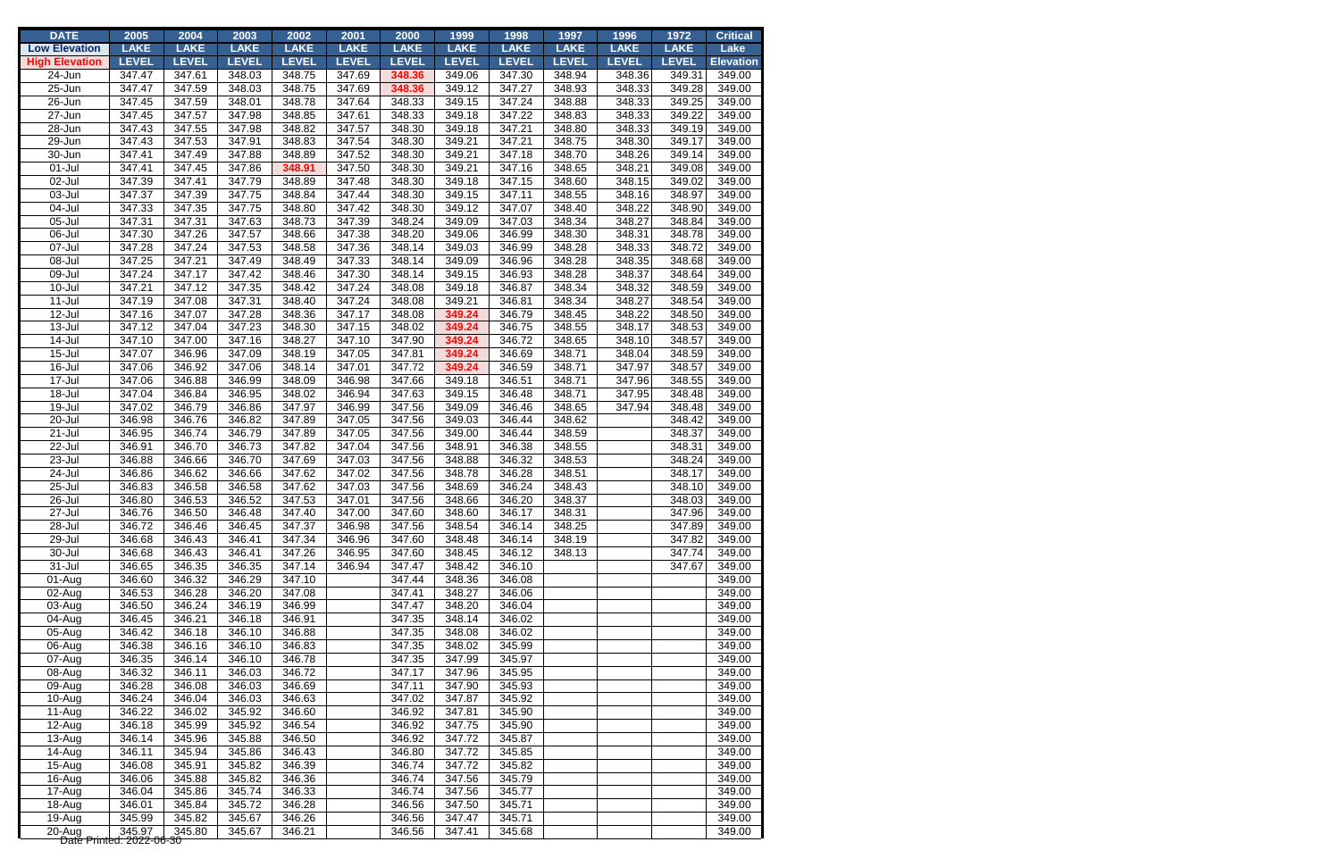| DATE | 2005 | 2004 | 2003 | 2002 | 2001 | 2000 | 1999 | 1998 | 1997 | 1996 | 1972 | Critical |
|---|---|---|---|---|---|---|---|---|---|---|---|---|
| Low Elevation | LAKE | LAKE | LAKE | LAKE | LAKE | LAKE | LAKE | LAKE | LAKE | LAKE | LAKE | Lake |
| High Elevation | LEVEL | LEVEL | LEVEL | LEVEL | LEVEL | LEVEL | LEVEL | LEVEL | LEVEL | LEVEL | LEVEL | Elevation |
| 24-Jun | 347.47 | 347.61 | 348.03 | 348.75 | 347.69 | 348.36 | 349.06 | 347.30 | 348.94 | 348.36 | 349.31 | 349.00 |
| 25-Jun | 347.47 | 347.59 | 348.03 | 348.75 | 347.69 | 348.36 | 349.12 | 347.27 | 348.93 | 348.33 | 349.28 | 349.00 |
| 26-Jun | 347.45 | 347.59 | 348.01 | 348.78 | 347.64 | 348.33 | 349.15 | 347.24 | 348.88 | 348.33 | 349.25 | 349.00 |
| 27-Jun | 347.45 | 347.57 | 347.98 | 348.85 | 347.61 | 348.33 | 349.18 | 347.22 | 348.83 | 348.33 | 349.22 | 349.00 |
| 28-Jun | 347.43 | 347.55 | 347.98 | 348.82 | 347.57 | 348.30 | 349.18 | 347.21 | 348.80 | 348.33 | 349.19 | 349.00 |
| 29-Jun | 347.43 | 347.53 | 347.91 | 348.83 | 347.54 | 348.30 | 349.21 | 347.21 | 348.75 | 348.30 | 349.17 | 349.00 |
| 30-Jun | 347.41 | 347.49 | 347.88 | 348.89 | 347.52 | 348.30 | 349.21 | 347.18 | 348.70 | 348.26 | 349.14 | 349.00 |
| 01-Jul | 347.41 | 347.45 | 347.86 | 348.91 | 347.50 | 348.30 | 349.21 | 347.16 | 348.65 | 348.21 | 349.08 | 349.00 |
| 02-Jul | 347.39 | 347.41 | 347.79 | 348.89 | 347.48 | 348.30 | 349.18 | 347.15 | 348.60 | 348.15 | 349.02 | 349.00 |
| 03-Jul | 347.37 | 347.39 | 347.75 | 348.84 | 347.44 | 348.30 | 349.15 | 347.11 | 348.55 | 348.16 | 348.97 | 349.00 |
| 04-Jul | 347.33 | 347.35 | 347.75 | 348.80 | 347.42 | 348.30 | 349.12 | 347.07 | 348.40 | 348.22 | 348.90 | 349.00 |
| 05-Jul | 347.31 | 347.31 | 347.63 | 348.73 | 347.39 | 348.24 | 349.09 | 347.03 | 348.34 | 348.27 | 348.84 | 349.00 |
| 06-Jul | 347.30 | 347.26 | 347.57 | 348.66 | 347.38 | 348.20 | 349.06 | 346.99 | 348.30 | 348.31 | 348.78 | 349.00 |
| 07-Jul | 347.28 | 347.24 | 347.53 | 348.58 | 347.36 | 348.14 | 349.03 | 346.99 | 348.28 | 348.33 | 348.72 | 349.00 |
| 08-Jul | 347.25 | 347.21 | 347.49 | 348.49 | 347.33 | 348.14 | 349.09 | 346.96 | 348.28 | 348.35 | 348.68 | 349.00 |
| 09-Jul | 347.24 | 347.17 | 347.42 | 348.46 | 347.30 | 348.14 | 349.15 | 346.93 | 348.28 | 348.37 | 348.64 | 349.00 |
| 10-Jul | 347.21 | 347.12 | 347.35 | 348.42 | 347.24 | 348.08 | 349.18 | 346.87 | 348.34 | 348.32 | 348.59 | 349.00 |
| 11-Jul | 347.19 | 347.08 | 347.31 | 348.40 | 347.24 | 348.08 | 349.21 | 346.81 | 348.34 | 348.27 | 348.54 | 349.00 |
| 12-Jul | 347.16 | 347.07 | 347.28 | 348.36 | 347.17 | 348.08 | 349.24 | 346.79 | 348.45 | 348.22 | 348.50 | 349.00 |
| 13-Jul | 347.12 | 347.04 | 347.23 | 348.30 | 347.15 | 348.02 | 349.24 | 346.75 | 348.55 | 348.17 | 348.53 | 349.00 |
| 14-Jul | 347.10 | 347.00 | 347.16 | 348.27 | 347.10 | 347.90 | 349.24 | 346.72 | 348.65 | 348.10 | 348.57 | 349.00 |
| 15-Jul | 347.07 | 346.96 | 347.09 | 348.19 | 347.05 | 347.81 | 349.24 | 346.69 | 348.71 | 348.04 | 348.59 | 349.00 |
| 16-Jul | 347.06 | 346.92 | 347.06 | 348.14 | 347.01 | 347.72 | 349.24 | 346.59 | 348.71 | 347.97 | 348.57 | 349.00 |
| 17-Jul | 347.06 | 346.88 | 346.99 | 348.09 | 346.98 | 347.66 | 349.18 | 346.51 | 348.71 | 347.96 | 348.55 | 349.00 |
| 18-Jul | 347.04 | 346.84 | 346.95 | 348.02 | 346.94 | 347.63 | 349.15 | 346.48 | 348.71 | 347.95 | 348.48 | 349.00 |
| 19-Jul | 347.02 | 346.79 | 346.86 | 347.97 | 346.99 | 347.56 | 349.09 | 346.46 | 348.65 | 347.94 | 348.48 | 349.00 |
| 20-Jul | 346.98 | 346.76 | 346.82 | 347.89 | 347.05 | 347.56 | 349.03 | 346.44 | 348.62 | | 348.42 | 349.00 |
| 21-Jul | 346.95 | 346.74 | 346.79 | 347.89 | 347.05 | 347.56 | 349.00 | 346.44 | 348.59 | | 348.37 | 349.00 |
| 22-Jul | 346.91 | 346.70 | 346.73 | 347.82 | 347.04 | 347.56 | 348.91 | 346.38 | 348.55 | | 348.31 | 349.00 |
| 23-Jul | 346.88 | 346.66 | 346.70 | 347.69 | 347.03 | 347.56 | 348.88 | 346.32 | 348.53 | | 348.24 | 349.00 |
| 24-Jul | 346.86 | 346.62 | 346.66 | 347.62 | 347.02 | 347.56 | 348.78 | 346.28 | 348.51 | | 348.17 | 349.00 |
| 25-Jul | 346.83 | 346.58 | 346.58 | 347.62 | 347.03 | 347.56 | 348.69 | 346.24 | 348.43 | | 348.10 | 349.00 |
| 26-Jul | 346.80 | 346.53 | 346.52 | 347.53 | 347.01 | 347.56 | 348.66 | 346.20 | 348.37 | | 348.03 | 349.00 |
| 27-Jul | 346.76 | 346.50 | 346.48 | 347.40 | 347.00 | 347.60 | 348.60 | 346.17 | 348.31 | | 347.96 | 349.00 |
| 28-Jul | 346.72 | 346.46 | 346.45 | 347.37 | 346.98 | 347.56 | 348.54 | 346.14 | 348.25 | | 347.89 | 349.00 |
| 29-Jul | 346.68 | 346.43 | 346.41 | 347.34 | 346.96 | 347.60 | 348.48 | 346.14 | 348.19 | | 347.82 | 349.00 |
| 30-Jul | 346.68 | 346.43 | 346.41 | 347.26 | 346.95 | 347.60 | 348.45 | 346.12 | 348.13 | | 347.74 | 349.00 |
| 31-Jul | 346.65 | 346.35 | 346.35 | 347.14 | 346.94 | 347.47 | 348.42 | 346.10 | | | 347.67 | 349.00 |
| 01-Aug | 346.60 | 346.32 | 346.29 | 347.10 | | 347.44 | 348.36 | 346.08 | | | | 349.00 |
| 02-Aug | 346.53 | 346.28 | 346.20 | 347.08 | | 347.41 | 348.27 | 346.06 | | | | 349.00 |
| 03-Aug | 346.50 | 346.24 | 346.19 | 346.99 | | 347.47 | 348.20 | 346.04 | | | | 349.00 |
| 04-Aug | 346.45 | 346.21 | 346.18 | 346.91 | | 347.35 | 348.14 | 346.02 | | | | 349.00 |
| 05-Aug | 346.42 | 346.18 | 346.10 | 346.88 | | 347.35 | 348.08 | 346.02 | | | | 349.00 |
| 06-Aug | 346.38 | 346.16 | 346.10 | 346.83 | | 347.35 | 348.02 | 345.99 | | | | 349.00 |
| 07-Aug | 346.35 | 346.14 | 346.10 | 346.78 | | 347.35 | 347.99 | 345.97 | | | | 349.00 |
| 08-Aug | 346.32 | 346.11 | 346.03 | 346.72 | | 347.17 | 347.96 | 345.95 | | | | 349.00 |
| 09-Aug | 346.28 | 346.08 | 346.03 | 346.69 | | 347.11 | 347.90 | 345.93 | | | | 349.00 |
| 10-Aug | 346.24 | 346.04 | 346.03 | 346.63 | | 347.02 | 347.87 | 345.92 | | | | 349.00 |
| 11-Aug | 346.22 | 346.02 | 345.92 | 346.60 | | 346.92 | 347.81 | 345.90 | | | | 349.00 |
| 12-Aug | 346.18 | 345.99 | 345.92 | 346.54 | | 346.92 | 347.75 | 345.90 | | | | 349.00 |
| 13-Aug | 346.14 | 345.96 | 345.88 | 346.50 | | 346.92 | 347.72 | 345.87 | | | | 349.00 |
| 14-Aug | 346.11 | 345.94 | 345.86 | 346.43 | | 346.80 | 347.72 | 345.85 | | | | 349.00 |
| 15-Aug | 346.08 | 345.91 | 345.82 | 346.39 | | 346.74 | 347.72 | 345.82 | | | | 349.00 |
| 16-Aug | 346.06 | 345.88 | 345.82 | 346.36 | | 346.74 | 347.56 | 345.79 | | | | 349.00 |
| 17-Aug | 346.04 | 345.86 | 345.74 | 346.33 | | 346.74 | 347.56 | 345.77 | | | | 349.00 |
| 18-Aug | 346.01 | 345.84 | 345.72 | 346.28 | | 346.56 | 347.50 | 345.71 | | | | 349.00 |
| 19-Aug | 345.99 | 345.82 | 345.67 | 346.26 | | 346.56 | 347.47 | 345.71 | | | | 349.00 |
| 20-Aug | 345.97 | 345.80 | 345.67 | 346.21 | | 346.56 | 347.41 | 345.68 | | | | 349.00 |

Date Printed: 2022-06-30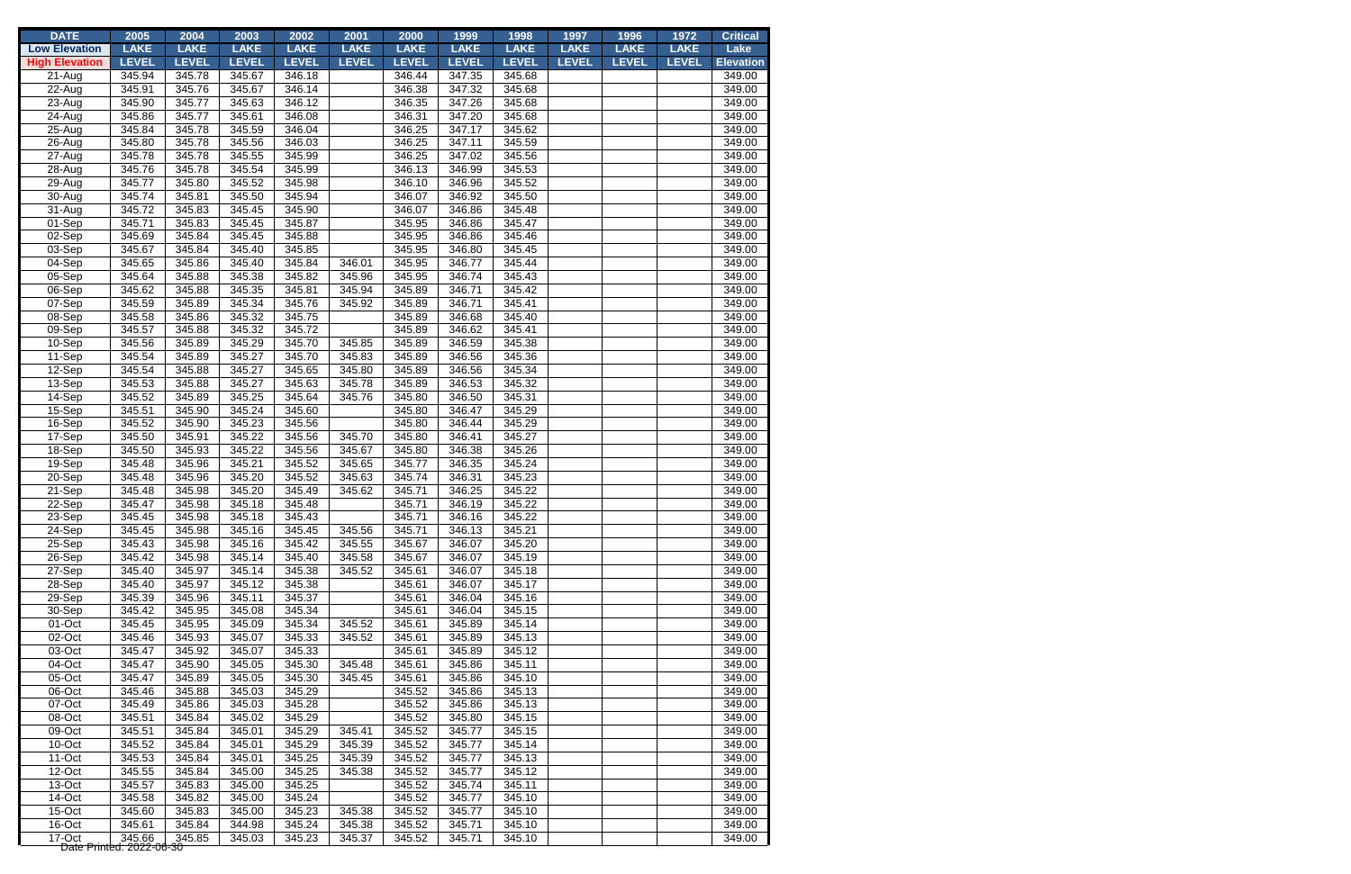| DATE | 2005 | 2004 | 2003 | 2002 | 2001 | 2000 | 1999 | 1998 | 1997 | 1996 | 1972 | Critical |
|---|---|---|---|---|---|---|---|---|---|---|---|---|
| Low Elevation | LAKE | LAKE | LAKE | LAKE | LAKE | LAKE | LAKE | LAKE | LAKE | LAKE | LAKE | Lake |
| High Elevation | LEVEL | LEVEL | LEVEL | LEVEL | LEVEL | LEVEL | LEVEL | LEVEL | LEVEL | LEVEL | LEVEL | Elevation |
| 21-Aug | 345.94 | 345.78 | 345.67 | 346.18 | | 346.44 | 347.35 | 345.68 | | | | 349.00 |
| 22-Aug | 345.91 | 345.76 | 345.67 | 346.14 | | 346.38 | 347.32 | 345.68 | | | | 349.00 |
| 23-Aug | 345.90 | 345.77 | 345.63 | 346.12 | | 346.35 | 347.26 | 345.68 | | | | 349.00 |
| 24-Aug | 345.86 | 345.77 | 345.61 | 346.08 | | 346.31 | 347.20 | 345.68 | | | | 349.00 |
| 25-Aug | 345.84 | 345.78 | 345.59 | 346.04 | | 346.25 | 347.17 | 345.62 | | | | 349.00 |
| 26-Aug | 345.80 | 345.78 | 345.56 | 346.03 | | 346.25 | 347.11 | 345.59 | | | | 349.00 |
| 27-Aug | 345.78 | 345.78 | 345.55 | 345.99 | | 346.25 | 347.02 | 345.56 | | | | 349.00 |
| 28-Aug | 345.76 | 345.78 | 345.54 | 345.99 | | 346.13 | 346.99 | 345.53 | | | | 349.00 |
| 29-Aug | 345.77 | 345.80 | 345.52 | 345.98 | | 346.10 | 346.96 | 345.52 | | | | 349.00 |
| 30-Aug | 345.74 | 345.81 | 345.50 | 345.94 | | 346.07 | 346.92 | 345.50 | | | | 349.00 |
| 31-Aug | 345.72 | 345.83 | 345.45 | 345.90 | | 346.07 | 346.86 | 345.48 | | | | 349.00 |
| 01-Sep | 345.71 | 345.83 | 345.45 | 345.87 | | 345.95 | 346.86 | 345.47 | | | | 349.00 |
| 02-Sep | 345.69 | 345.84 | 345.45 | 345.88 | | 345.95 | 346.86 | 345.46 | | | | 349.00 |
| 03-Sep | 345.67 | 345.84 | 345.40 | 345.85 | | 345.95 | 346.80 | 345.45 | | | | 349.00 |
| 04-Sep | 345.65 | 345.86 | 345.40 | 345.84 | 346.01 | 345.95 | 346.77 | 345.44 | | | | 349.00 |
| 05-Sep | 345.64 | 345.88 | 345.38 | 345.82 | 345.96 | 345.95 | 346.74 | 345.43 | | | | 349.00 |
| 06-Sep | 345.62 | 345.88 | 345.35 | 345.81 | 345.94 | 345.89 | 346.71 | 345.42 | | | | 349.00 |
| 07-Sep | 345.59 | 345.89 | 345.34 | 345.76 | 345.92 | 345.89 | 346.71 | 345.41 | | | | 349.00 |
| 08-Sep | 345.58 | 345.86 | 345.32 | 345.75 | | 345.89 | 346.68 | 345.40 | | | | 349.00 |
| 09-Sep | 345.57 | 345.88 | 345.32 | 345.72 | | 345.89 | 346.62 | 345.41 | | | | 349.00 |
| 10-Sep | 345.56 | 345.89 | 345.29 | 345.70 | 345.85 | 345.89 | 346.59 | 345.38 | | | | 349.00 |
| 11-Sep | 345.54 | 345.89 | 345.27 | 345.70 | 345.83 | 345.89 | 346.56 | 345.36 | | | | 349.00 |
| 12-Sep | 345.54 | 345.88 | 345.27 | 345.65 | 345.80 | 345.89 | 346.56 | 345.34 | | | | 349.00 |
| 13-Sep | 345.53 | 345.88 | 345.27 | 345.63 | 345.78 | 345.89 | 346.53 | 345.32 | | | | 349.00 |
| 14-Sep | 345.52 | 345.89 | 345.25 | 345.64 | 345.76 | 345.80 | 346.50 | 345.31 | | | | 349.00 |
| 15-Sep | 345.51 | 345.90 | 345.24 | 345.60 | | 345.80 | 346.47 | 345.29 | | | | 349.00 |
| 16-Sep | 345.52 | 345.90 | 345.23 | 345.56 | | 345.80 | 346.44 | 345.29 | | | | 349.00 |
| 17-Sep | 345.50 | 345.91 | 345.22 | 345.56 | 345.70 | 345.80 | 346.41 | 345.27 | | | | 349.00 |
| 18-Sep | 345.50 | 345.93 | 345.22 | 345.56 | 345.67 | 345.80 | 346.38 | 345.26 | | | | 349.00 |
| 19-Sep | 345.48 | 345.96 | 345.21 | 345.52 | 345.65 | 345.77 | 346.35 | 345.24 | | | | 349.00 |
| 20-Sep | 345.48 | 345.96 | 345.20 | 345.52 | 345.63 | 345.74 | 346.31 | 345.23 | | | | 349.00 |
| 21-Sep | 345.48 | 345.98 | 345.20 | 345.49 | 345.62 | 345.71 | 346.25 | 345.22 | | | | 349.00 |
| 22-Sep | 345.47 | 345.98 | 345.18 | 345.48 | | 345.71 | 346.19 | 345.22 | | | | 349.00 |
| 23-Sep | 345.45 | 345.98 | 345.18 | 345.43 | | 345.71 | 346.16 | 345.22 | | | | 349.00 |
| 24-Sep | 345.45 | 345.98 | 345.16 | 345.45 | 345.56 | 345.71 | 346.13 | 345.21 | | | | 349.00 |
| 25-Sep | 345.43 | 345.98 | 345.16 | 345.42 | 345.55 | 345.67 | 346.07 | 345.20 | | | | 349.00 |
| 26-Sep | 345.42 | 345.98 | 345.14 | 345.40 | 345.58 | 345.67 | 346.07 | 345.19 | | | | 349.00 |
| 27-Sep | 345.40 | 345.97 | 345.14 | 345.38 | 345.52 | 345.61 | 346.07 | 345.18 | | | | 349.00 |
| 28-Sep | 345.40 | 345.97 | 345.12 | 345.38 | | 345.61 | 346.07 | 345.17 | | | | 349.00 |
| 29-Sep | 345.39 | 345.96 | 345.11 | 345.37 | | 345.61 | 346.04 | 345.16 | | | | 349.00 |
| 30-Sep | 345.42 | 345.95 | 345.08 | 345.34 | | 345.61 | 346.04 | 345.15 | | | | 349.00 |
| 01-Oct | 345.45 | 345.95 | 345.09 | 345.34 | 345.52 | 345.61 | 345.89 | 345.14 | | | | 349.00 |
| 02-Oct | 345.46 | 345.93 | 345.07 | 345.33 | 345.52 | 345.61 | 345.89 | 345.13 | | | | 349.00 |
| 03-Oct | 345.47 | 345.92 | 345.07 | 345.33 | | 345.61 | 345.89 | 345.12 | | | | 349.00 |
| 04-Oct | 345.47 | 345.90 | 345.05 | 345.30 | 345.48 | 345.61 | 345.86 | 345.11 | | | | 349.00 |
| 05-Oct | 345.47 | 345.89 | 345.05 | 345.30 | 345.45 | 345.61 | 345.86 | 345.10 | | | | 349.00 |
| 06-Oct | 345.46 | 345.88 | 345.03 | 345.29 | | 345.52 | 345.86 | 345.13 | | | | 349.00 |
| 07-Oct | 345.49 | 345.86 | 345.03 | 345.28 | | 345.52 | 345.86 | 345.13 | | | | 349.00 |
| 08-Oct | 345.51 | 345.84 | 345.02 | 345.29 | | 345.52 | 345.80 | 345.15 | | | | 349.00 |
| 09-Oct | 345.51 | 345.84 | 345.01 | 345.29 | 345.41 | 345.52 | 345.77 | 345.15 | | | | 349.00 |
| 10-Oct | 345.52 | 345.84 | 345.01 | 345.29 | 345.39 | 345.52 | 345.77 | 345.14 | | | | 349.00 |
| 11-Oct | 345.53 | 345.84 | 345.01 | 345.25 | 345.39 | 345.52 | 345.77 | 345.13 | | | | 349.00 |
| 12-Oct | 345.55 | 345.84 | 345.00 | 345.25 | 345.38 | 345.52 | 345.77 | 345.12 | | | | 349.00 |
| 13-Oct | 345.57 | 345.83 | 345.00 | 345.25 | | 345.52 | 345.74 | 345.11 | | | | 349.00 |
| 14-Oct | 345.58 | 345.82 | 345.00 | 345.24 | | 345.52 | 345.77 | 345.10 | | | | 349.00 |
| 15-Oct | 345.60 | 345.83 | 345.00 | 345.23 | 345.38 | 345.52 | 345.77 | 345.10 | | | | 349.00 |
| 16-Oct | 345.61 | 345.84 | 344.98 | 345.24 | 345.38 | 345.52 | 345.71 | 345.10 | | | | 349.00 |
| 17-Oct | 345.66 | 345.85 | 345.03 | 345.23 | 345.37 | 345.52 | 345.71 | 345.10 | | | | 349.00 |

Date Printed: 2022-06-30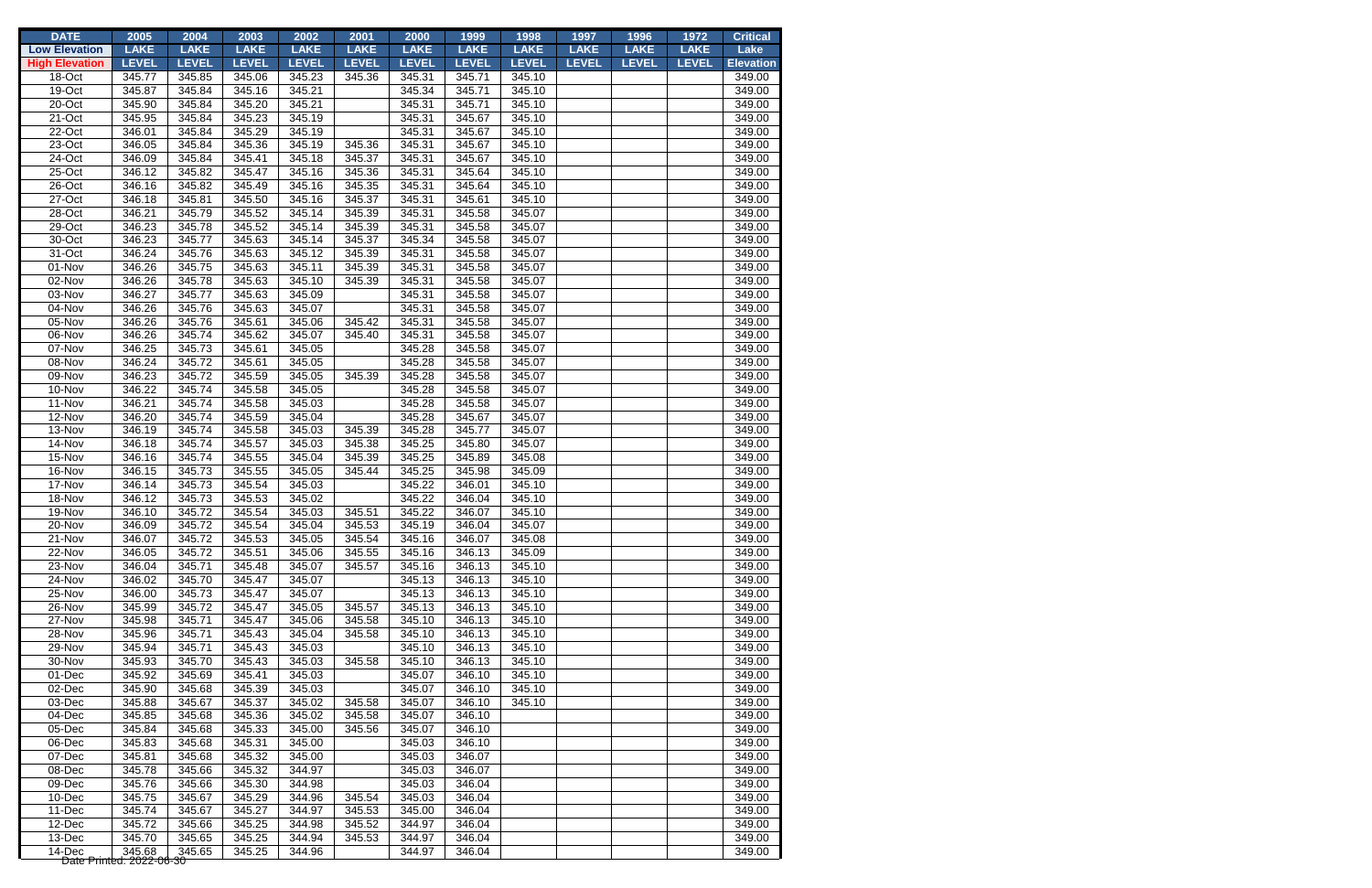| DATE | 2005 | 2004 | 2003 | 2002 | 2001 | 2000 | 1999 | 1998 | 1997 | 1996 | 1972 | Critical |
|---|---|---|---|---|---|---|---|---|---|---|---|---|
| Low Elevation | LAKE | LAKE | LAKE | LAKE | LAKE | LAKE | LAKE | LAKE | LAKE | LAKE | LAKE | Lake |
| High Elevation | LEVEL | LEVEL | LEVEL | LEVEL | LEVEL | LEVEL | LEVEL | LEVEL | LEVEL | LEVEL | LEVEL | Elevation |
| 18-Oct | 345.77 | 345.85 | 345.06 | 345.23 | 345.36 | 345.31 | 345.71 | 345.10 | | | | 349.00 |
| 19-Oct | 345.87 | 345.84 | 345.16 | 345.21 | | 345.34 | 345.71 | 345.10 | | | | 349.00 |
| 20-Oct | 345.90 | 345.84 | 345.20 | 345.21 | | 345.31 | 345.71 | 345.10 | | | | 349.00 |
| 21-Oct | 345.95 | 345.84 | 345.23 | 345.19 | | 345.31 | 345.67 | 345.10 | | | | 349.00 |
| 22-Oct | 346.01 | 345.84 | 345.29 | 345.19 | | 345.31 | 345.67 | 345.10 | | | | 349.00 |
| 23-Oct | 346.05 | 345.84 | 345.36 | 345.19 | 345.36 | 345.31 | 345.67 | 345.10 | | | | 349.00 |
| 24-Oct | 346.09 | 345.84 | 345.41 | 345.18 | 345.37 | 345.31 | 345.67 | 345.10 | | | | 349.00 |
| 25-Oct | 346.12 | 345.82 | 345.47 | 345.16 | 345.36 | 345.31 | 345.64 | 345.10 | | | | 349.00 |
| 26-Oct | 346.16 | 345.82 | 345.49 | 345.16 | 345.35 | 345.31 | 345.64 | 345.10 | | | | 349.00 |
| 27-Oct | 346.18 | 345.81 | 345.50 | 345.16 | 345.37 | 345.31 | 345.61 | 345.10 | | | | 349.00 |
| 28-Oct | 346.21 | 345.79 | 345.52 | 345.14 | 345.39 | 345.31 | 345.58 | 345.07 | | | | 349.00 |
| 29-Oct | 346.23 | 345.78 | 345.52 | 345.14 | 345.39 | 345.31 | 345.58 | 345.07 | | | | 349.00 |
| 30-Oct | 346.23 | 345.77 | 345.63 | 345.14 | 345.37 | 345.34 | 345.58 | 345.07 | | | | 349.00 |
| 31-Oct | 346.24 | 345.76 | 345.63 | 345.12 | 345.39 | 345.31 | 345.58 | 345.07 | | | | 349.00 |
| 01-Nov | 346.26 | 345.75 | 345.63 | 345.11 | 345.39 | 345.31 | 345.58 | 345.07 | | | | 349.00 |
| 02-Nov | 346.26 | 345.78 | 345.63 | 345.10 | 345.39 | 345.31 | 345.58 | 345.07 | | | | 349.00 |
| 03-Nov | 346.27 | 345.77 | 345.63 | 345.09 | | 345.31 | 345.58 | 345.07 | | | | 349.00 |
| 04-Nov | 346.26 | 345.76 | 345.63 | 345.07 | | 345.31 | 345.58 | 345.07 | | | | 349.00 |
| 05-Nov | 346.26 | 345.76 | 345.61 | 345.06 | 345.42 | 345.31 | 345.58 | 345.07 | | | | 349.00 |
| 06-Nov | 346.26 | 345.74 | 345.62 | 345.07 | 345.40 | 345.31 | 345.58 | 345.07 | | | | 349.00 |
| 07-Nov | 346.25 | 345.73 | 345.61 | 345.05 | | 345.28 | 345.58 | 345.07 | | | | 349.00 |
| 08-Nov | 346.24 | 345.72 | 345.61 | 345.05 | | 345.28 | 345.58 | 345.07 | | | | 349.00 |
| 09-Nov | 346.23 | 345.72 | 345.59 | 345.05 | 345.39 | 345.28 | 345.58 | 345.07 | | | | 349.00 |
| 10-Nov | 346.22 | 345.74 | 345.58 | 345.05 | | 345.28 | 345.58 | 345.07 | | | | 349.00 |
| 11-Nov | 346.21 | 345.74 | 345.58 | 345.03 | | 345.28 | 345.58 | 345.07 | | | | 349.00 |
| 12-Nov | 346.20 | 345.74 | 345.59 | 345.04 | | 345.28 | 345.67 | 345.07 | | | | 349.00 |
| 13-Nov | 346.19 | 345.74 | 345.58 | 345.03 | 345.39 | 345.28 | 345.77 | 345.07 | | | | 349.00 |
| 14-Nov | 346.18 | 345.74 | 345.57 | 345.03 | 345.38 | 345.25 | 345.80 | 345.07 | | | | 349.00 |
| 15-Nov | 346.16 | 345.74 | 345.55 | 345.04 | 345.39 | 345.25 | 345.89 | 345.08 | | | | 349.00 |
| 16-Nov | 346.15 | 345.73 | 345.55 | 345.05 | 345.44 | 345.25 | 345.98 | 345.09 | | | | 349.00 |
| 17-Nov | 346.14 | 345.73 | 345.54 | 345.03 | | 345.22 | 346.01 | 345.10 | | | | 349.00 |
| 18-Nov | 346.12 | 345.73 | 345.53 | 345.02 | | 345.22 | 346.04 | 345.10 | | | | 349.00 |
| 19-Nov | 346.10 | 345.72 | 345.54 | 345.03 | 345.51 | 345.22 | 346.07 | 345.10 | | | | 349.00 |
| 20-Nov | 346.09 | 345.72 | 345.54 | 345.04 | 345.53 | 345.19 | 346.04 | 345.07 | | | | 349.00 |
| 21-Nov | 346.07 | 345.72 | 345.53 | 345.05 | 345.54 | 345.16 | 346.07 | 345.08 | | | | 349.00 |
| 22-Nov | 346.05 | 345.72 | 345.51 | 345.06 | 345.55 | 345.16 | 346.13 | 345.09 | | | | 349.00 |
| 23-Nov | 346.04 | 345.71 | 345.48 | 345.07 | 345.57 | 345.16 | 346.13 | 345.10 | | | | 349.00 |
| 24-Nov | 346.02 | 345.70 | 345.47 | 345.07 | | 345.13 | 346.13 | 345.10 | | | | 349.00 |
| 25-Nov | 346.00 | 345.73 | 345.47 | 345.07 | | 345.13 | 346.13 | 345.10 | | | | 349.00 |
| 26-Nov | 345.99 | 345.72 | 345.47 | 345.05 | 345.57 | 345.13 | 346.13 | 345.10 | | | | 349.00 |
| 27-Nov | 345.98 | 345.71 | 345.47 | 345.06 | 345.58 | 345.10 | 346.13 | 345.10 | | | | 349.00 |
| 28-Nov | 345.96 | 345.71 | 345.43 | 345.04 | 345.58 | 345.10 | 346.13 | 345.10 | | | | 349.00 |
| 29-Nov | 345.94 | 345.71 | 345.43 | 345.03 | | 345.10 | 346.13 | 345.10 | | | | 349.00 |
| 30-Nov | 345.93 | 345.70 | 345.43 | 345.03 | 345.58 | 345.10 | 346.13 | 345.10 | | | | 349.00 |
| 01-Dec | 345.92 | 345.69 | 345.41 | 345.03 | | 345.07 | 346.10 | 345.10 | | | | 349.00 |
| 02-Dec | 345.90 | 345.68 | 345.39 | 345.03 | | 345.07 | 346.10 | 345.10 | | | | 349.00 |
| 03-Dec | 345.88 | 345.67 | 345.37 | 345.02 | 345.58 | 345.07 | 346.10 | 345.10 | | | | 349.00 |
| 04-Dec | 345.85 | 345.68 | 345.36 | 345.02 | 345.58 | 345.07 | 346.10 | | | | | 349.00 |
| 05-Dec | 345.84 | 345.68 | 345.33 | 345.00 | 345.56 | 345.07 | 346.10 | | | | | 349.00 |
| 06-Dec | 345.83 | 345.68 | 345.31 | 345.00 | | 345.03 | 346.10 | | | | | 349.00 |
| 07-Dec | 345.81 | 345.68 | 345.32 | 345.00 | | 345.03 | 346.07 | | | | | 349.00 |
| 08-Dec | 345.78 | 345.66 | 345.32 | 344.97 | | 345.03 | 346.07 | | | | | 349.00 |
| 09-Dec | 345.76 | 345.66 | 345.30 | 344.98 | | 345.03 | 346.04 | | | | | 349.00 |
| 10-Dec | 345.75 | 345.67 | 345.29 | 344.96 | 345.54 | 345.03 | 346.04 | | | | | 349.00 |
| 11-Dec | 345.74 | 345.67 | 345.27 | 344.97 | 345.53 | 345.00 | 346.04 | | | | | 349.00 |
| 12-Dec | 345.72 | 345.66 | 345.25 | 344.98 | 345.52 | 344.97 | 346.04 | | | | | 349.00 |
| 13-Dec | 345.70 | 345.65 | 345.25 | 344.94 | 345.53 | 344.97 | 346.04 | | | | | 349.00 |
| 14-Dec | 345.68 | 345.65 | 345.25 | 344.96 | | 344.97 | 346.04 | | | | | 349.00 |

Date Printed: 2022-06-30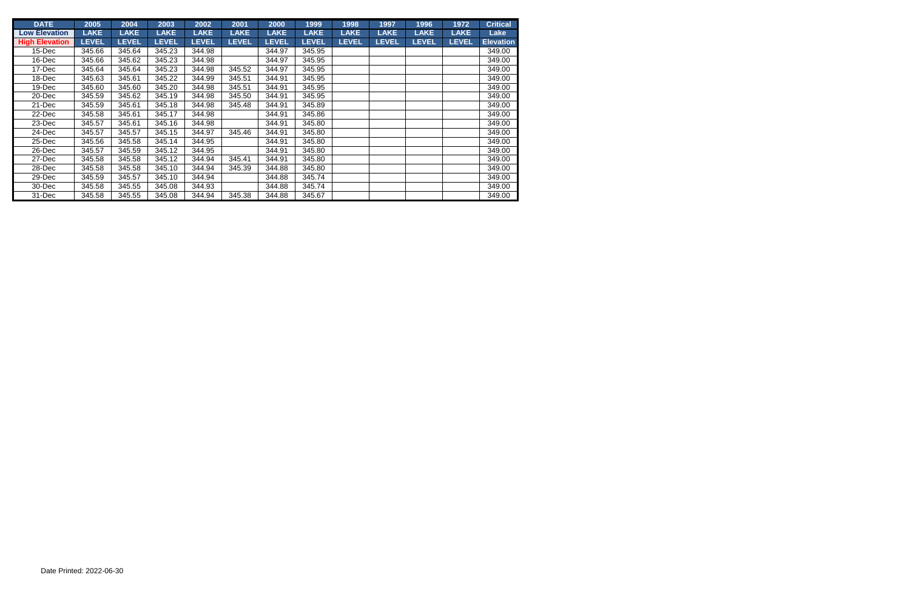| DATE | 2005 | 2004 | 2003 | 2002 | 2001 | 2000 | 1999 | 1998 | 1997 | 1996 | 1972 | Critical |
|---|---|---|---|---|---|---|---|---|---|---|---|---|
| Low Elevation | LAKE | LAKE | LAKE | LAKE | LAKE | LAKE | LAKE | LAKE | LAKE | LAKE | LAKE | Lake |
| High Elevation | LEVEL | LEVEL | LEVEL | LEVEL | LEVEL | LEVEL | LEVEL | LEVEL | LEVEL | LEVEL | LEVEL | Elevation |
| 15-Dec | 345.66 | 345.64 | 345.23 | 344.98 | | 344.97 | 345.95 | | | | | 349.00 |
| 16-Dec | 345.66 | 345.62 | 345.23 | 344.98 | | 344.97 | 345.95 | | | | | 349.00 |
| 17-Dec | 345.64 | 345.64 | 345.23 | 344.98 | 345.52 | 344.97 | 345.95 | | | | | 349.00 |
| 18-Dec | 345.63 | 345.61 | 345.22 | 344.99 | 345.51 | 344.91 | 345.95 | | | | | 349.00 |
| 19-Dec | 345.60 | 345.60 | 345.20 | 344.98 | 345.51 | 344.91 | 345.95 | | | | | 349.00 |
| 20-Dec | 345.59 | 345.62 | 345.19 | 344.98 | 345.50 | 344.91 | 345.95 | | | | | 349.00 |
| 21-Dec | 345.59 | 345.61 | 345.18 | 344.98 | 345.48 | 344.91 | 345.89 | | | | | 349.00 |
| 22-Dec | 345.58 | 345.61 | 345.17 | 344.98 | | 344.91 | 345.86 | | | | | 349.00 |
| 23-Dec | 345.57 | 345.61 | 345.16 | 344.98 | | 344.91 | 345.80 | | | | | 349.00 |
| 24-Dec | 345.57 | 345.57 | 345.15 | 344.97 | 345.46 | 344.91 | 345.80 | | | | | 349.00 |
| 25-Dec | 345.56 | 345.58 | 345.14 | 344.95 | | 344.91 | 345.80 | | | | | 349.00 |
| 26-Dec | 345.57 | 345.59 | 345.12 | 344.95 | | 344.91 | 345.80 | | | | | 349.00 |
| 27-Dec | 345.58 | 345.58 | 345.12 | 344.94 | 345.41 | 344.91 | 345.80 | | | | | 349.00 |
| 28-Dec | 345.58 | 345.58 | 345.10 | 344.94 | 345.39 | 344.88 | 345.80 | | | | | 349.00 |
| 29-Dec | 345.59 | 345.57 | 345.10 | 344.94 | | 344.88 | 345.74 | | | | | 349.00 |
| 30-Dec | 345.58 | 345.55 | 345.08 | 344.93 | | 344.88 | 345.74 | | | | | 349.00 |
| 31-Dec | 345.58 | 345.55 | 345.08 | 344.94 | 345.38 | 344.88 | 345.67 | | | | | 349.00 |

Date Printed: 2022-06-30